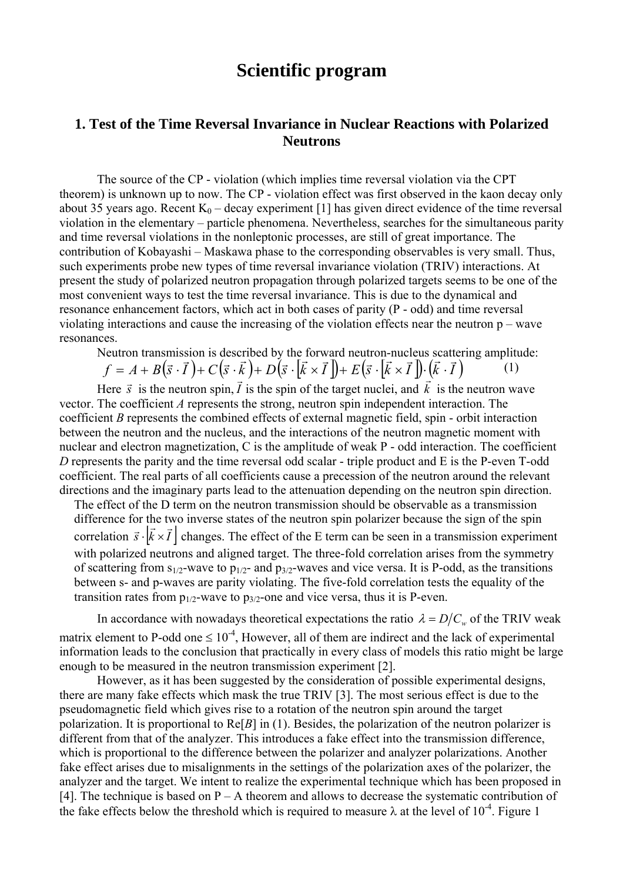# Scientific program

## 1. Test of the Time Reversal Invariance in Nuclear Reactions with Polarized Neutrons

The source of the CP - violation (which implies time reversal violation via the CPT theorem) is unknown up to now. The CP - violation effect was first observed in the kaon decay only about 35 years ago. Recent $K_0$ – decay experiment [1] has given direct evidence of the time reversal violation in the elementary – particle phenomena. Nevertheless, searches for the simultaneous parity and time reversal violations in the nonleptonic processes, are still of great importance. The contribution of Kobayashi – Maskawa phase to the corresponding observables is very small. Thus, such experiments probe new types of time reversal invariance violation (TRIV) interactions. At present the study of polarized neutron propagation through polarized targets seems to be one of the most convenient ways to test the time reversal invariance. This is due to the dynamical and resonance enhancement factors, which act in both cases of parity (P - odd) and time reversal violating interactions and cause the increasing of the violation effects near the neutron p – wave resonances.

Neutron transmission is described by the forward neutron-nucleus scattering amplitude:

$$f = A + B\left(\vec{s}\cdot\vec{I}\right) + C\left(\vec{s}\cdot\vec{k}\right) + D\left(\vec{s}\cdot\left[\vec{k}\times\vec{I}\right]\right) + E\left(\vec{s}\cdot\left[\vec{k}\times\vec{I}\right]\right)\cdot\left(\vec{k}\cdot\vec{I}\right) \qquad (1)$$

Here $\vec{s}$ is the neutron spin, $\vec{I}$ is the spin of the target nuclei, and $\vec{k}$ is the neutron wave vector. The coefficient *A* represents the strong, neutron spin independent interaction. The coefficient *B* represents the combined effects of external magnetic field, spin - orbit interaction between the neutron and the nucleus, and the interactions of the neutron magnetic moment with nuclear and electron magnetization, C is the amplitude of weak P - odd interaction. The coefficient *D* represents the parity and the time reversal odd scalar - triple product and E is the P-even T-odd coefficient. The real parts of all coefficients cause a precession of the neutron around the relevant directions and the imaginary parts lead to the attenuation depending on the neutron spin direction.

The effect of the D term on the neutron transmission should be observable as a transmission difference for the two inverse states of the neutron spin polarizer because the sign of the spin correlation $\vec{s}\cdot\left[\vec{k}\times\vec{I}\right]$ changes. The effect of the E term can be seen in a transmission experiment with polarized neutrons and aligned target. The three-fold correlation arises from the symmetry of scattering from $s_{1/2}$-wave to $p_{1/2}$- and $p_{3/2}$-waves and vice versa. It is P-odd, as the transitions between s- and p-waves are parity violating. The five-fold correlation tests the equality of the transition rates from $p_{1/2}$-wave to $p_{3/2}$-one and vice versa, thus it is P-even.

In accordance with nowadays theoretical expectations the ratio $\lambda = D/C_w$ of the TRIV weak matrix element to P-odd one $\leq 10^{-4}$, However, all of them are indirect and the lack of experimental information leads to the conclusion that practically in every class of models this ratio might be large enough to be measured in the neutron transmission experiment [2].

However, as it has been suggested by the consideration of possible experimental designs, there are many fake effects which mask the true TRIV [3]. The most serious effect is due to the pseudomagnetic field which gives rise to a rotation of the neutron spin around the target polarization. It is proportional to Re[*B*] in (1). Besides, the polarization of the neutron polarizer is different from that of the analyzer. This introduces a fake effect into the transmission difference, which is proportional to the difference between the polarizer and analyzer polarizations. Another fake effect arises due to misalignments in the settings of the polarization axes of the polarizer, the analyzer and the target. We intent to realize the experimental technique which has been proposed in [4]. The technique is based on P – A theorem and allows to decrease the systematic contribution of the fake effects below the threshold which is required to measure λ at the level of $10^{-4}$. Figure 1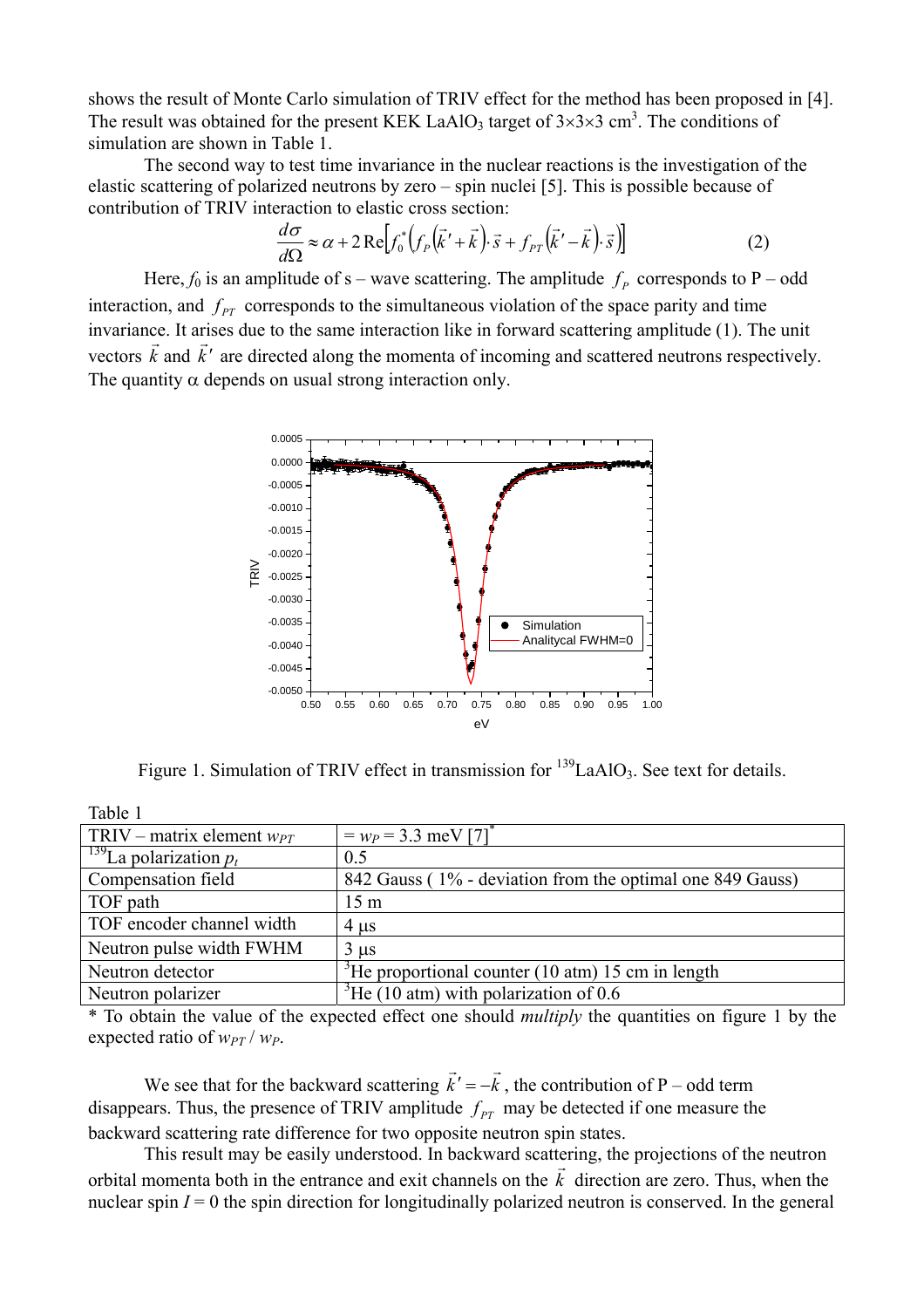shows the result of Monte Carlo simulation of TRIV effect for the method has been proposed in [4]. The result was obtained for the present KEK $LaAlO_3$ target of $3\times3\times3$ cm$^3$. The conditions of simulation are shown in Table 1.

The second way to test time invariance in the nuclear reactions is the investigation of the elastic scattering of polarized neutrons by zero – spin nuclei [5]. This is possible because of contribution of TRIV interaction to elastic cross section:

$$\frac{d\sigma}{d\Omega} \approx \alpha + 2\,\mathrm{Re}\left[f_0^*\left(f_P\left(\vec{k}' + \vec{k}\right)\cdot\vec{s} + f_{PT}\left(\vec{k}' - \vec{k}\right)\cdot\vec{s}\right)\right] \qquad (2)$$

Here, $f_0$ is an amplitude of s – wave scattering. The amplitude $f_P$ corresponds to P – odd interaction, and $f_{PT}$ corresponds to the simultaneous violation of the space parity and time invariance. It arises due to the same interaction like in forward scattering amplitude (1). The unit vectors $\vec{k}$ and $\vec{k}'$ are directed along the momenta of incoming and scattered neutrons respectively. The quantity $\alpha$ depends on usual strong interaction only.

Figure 1. Simulation of TRIV effect in transmission for $^{139}LaAlO_3$. See text for details.

Table 1

| | |
|---|---|
| TRIV – matrix element $w_{PT}$ | $= w_P = 3.3$ meV [7]* |
| $^{139}$La polarization $p_t$ | 0.5 |
| Compensation field | 842 Gauss ( 1% - deviation from the optimal one 849 Gauss) |
| TOF path | 15 m |
| TOF encoder channel width | 4 μs |
| Neutron pulse width FWHM | 3 μs |
| Neutron detector | $^3$He proportional counter (10 atm) 15 cm in length |
| Neutron polarizer | $^3$He (10 atm) with polarization of 0.6 |

\* To obtain the value of the expected effect one should *multiply* the quantities on figure 1 by the expected ratio of $w_{PT} / w_P$.

We see that for the backward scattering $\vec{k}' = -\vec{k}$, the contribution of P – odd term disappears. Thus, the presence of TRIV amplitude $f_{PT}$ may be detected if one measure the backward scattering rate difference for two opposite neutron spin states.

This result may be easily understood. In backward scattering, the projections of the neutron orbital momenta both in the entrance and exit channels on the $\vec{k}$ direction are zero. Thus, when the nuclear spin $I = 0$ the spin direction for longitudinally polarized neutron is conserved. In the general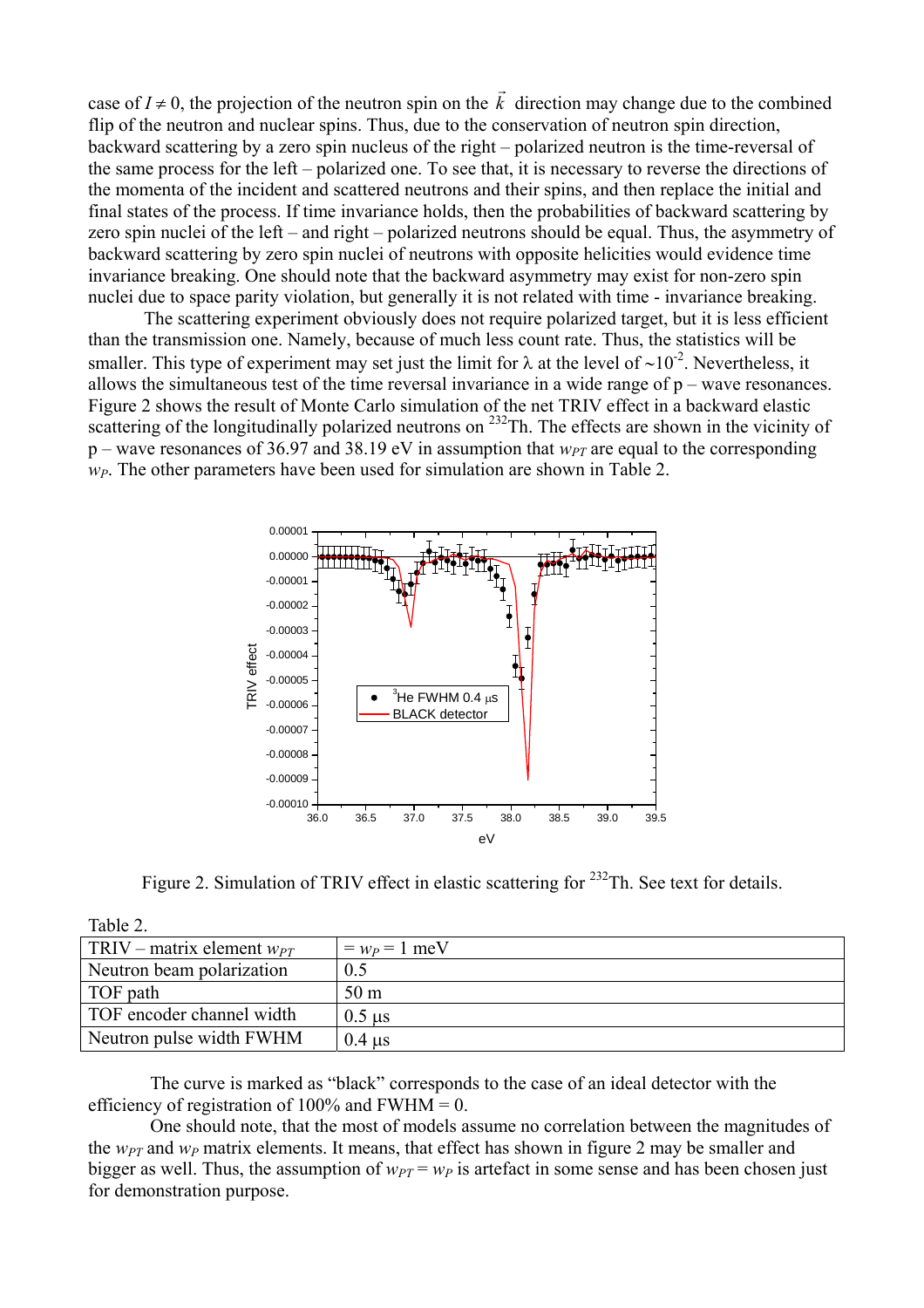case of $I \neq 0$, the projection of the neutron spin on the $\vec{k}$ direction may change due to the combined flip of the neutron and nuclear spins. Thus, due to the conservation of neutron spin direction, backward scattering by a zero spin nucleus of the right – polarized neutron is the time-reversal of the same process for the left – polarized one. To see that, it is necessary to reverse the directions of the momenta of the incident and scattered neutrons and their spins, and then replace the initial and final states of the process. If time invariance holds, then the probabilities of backward scattering by zero spin nuclei of the left – and right – polarized neutrons should be equal. Thus, the asymmetry of backward scattering by zero spin nuclei of neutrons with opposite helicities would evidence time invariance breaking. One should note that the backward asymmetry may exist for non-zero spin nuclei due to space parity violation, but generally it is not related with time - invariance breaking.

The scattering experiment obviously does not require polarized target, but it is less efficient than the transmission one. Namely, because of much less count rate. Thus, the statistics will be smaller. This type of experiment may set just the limit for $\lambda$ at the level of $\sim 10^{-2}$. Nevertheless, it allows the simultaneous test of the time reversal invariance in a wide range of p – wave resonances. Figure 2 shows the result of Monte Carlo simulation of the net TRIV effect in a backward elastic scattering of the longitudinally polarized neutrons on $^{232}$Th. The effects are shown in the vicinity of p – wave resonances of 36.97 and 38.19 eV in assumption that $w_{PT}$ are equal to the corresponding $w_P$. The other parameters have been used for simulation are shown in Table 2.

Figure 2. Simulation of TRIV effect in elastic scattering for $^{232}$Th. See text for details.

Table 2.

| TRIV – matrix element $w_{PT}$ | $= w_P = 1$ meV |
|---|---|
| Neutron beam polarization | 0.5 |
| TOF path | 50 m |
| TOF encoder channel width | 0.5 μs |
| Neutron pulse width FWHM | 0.4 μs |

The curve is marked as "black" corresponds to the case of an ideal detector with the efficiency of registration of 100% and FWHM = 0.

One should note, that the most of models assume no correlation between the magnitudes of the $w_{PT}$ and $w_P$ matrix elements. It means, that effect has shown in figure 2 may be smaller and bigger as well. Thus, the assumption of $w_{PT} = w_P$ is artefact in some sense and has been chosen just for demonstration purpose.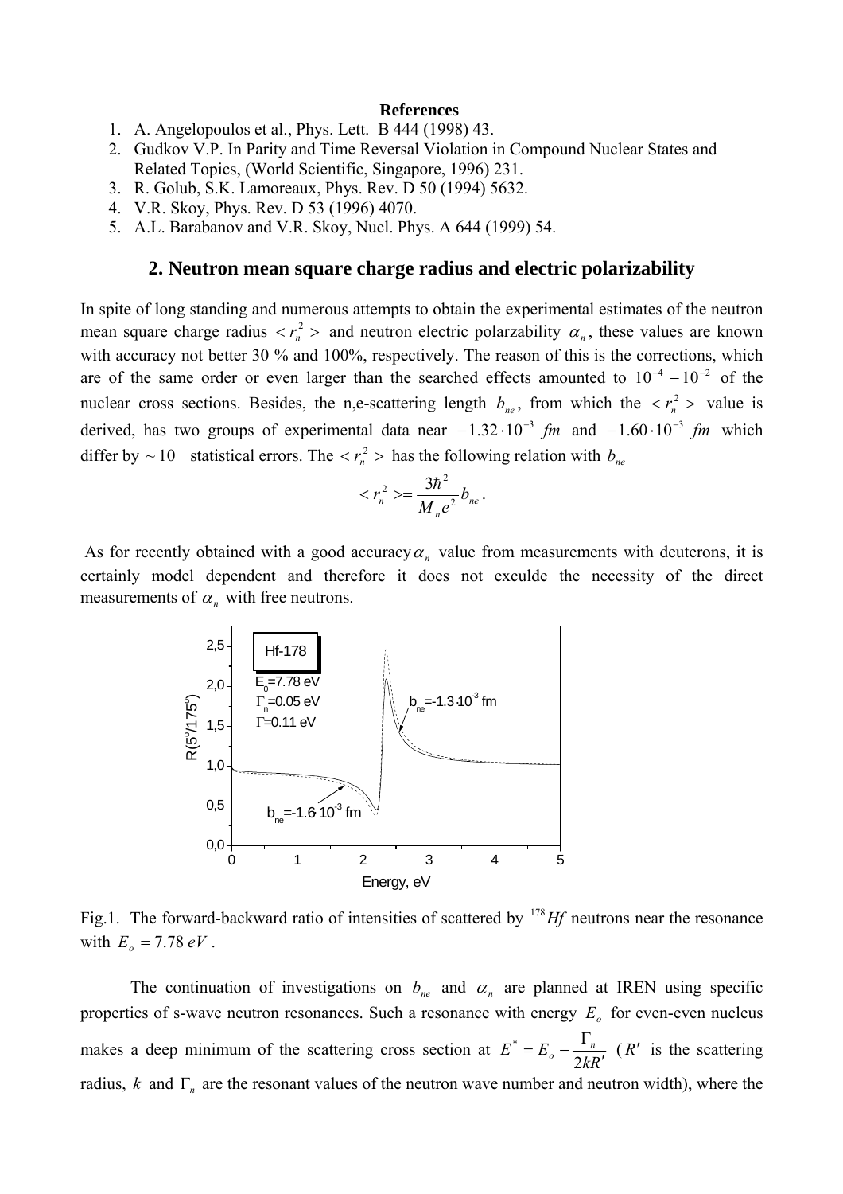**References**

1. A. Angelopoulos et al., Phys. Lett. B 444 (1998) 43.
2. Gudkov V.P. In Parity and Time Reversal Violation in Compound Nuclear States and Related Topics, (World Scientific, Singapore, 1996) 231.
3. R. Golub, S.K. Lamoreaux, Phys. Rev. D 50 (1994) 5632.
4. V.R. Skoy, Phys. Rev. D 53 (1996) 4070.
5. A.L. Barabanov and V.R. Skoy, Nucl. Phys. A 644 (1999) 54.

## 2. Neutron mean square charge radius and electric polarizability

In spite of long standing and numerous attempts to obtain the experimental estimates of the neutron mean square charge radius $< r_n^2 >$ and neutron electric polarzability $\alpha_n$, these values are known with accuracy not better 30 % and 100%, respectively. The reason of this is the corrections, which are of the same order or even larger than the searched effects amounted to $10^{-4} - 10^{-2}$ of the nuclear cross sections. Besides, the n,e-scattering length $b_{ne}$, from which the $< r_n^2 >$ value is derived, has two groups of experimental data near $-1.32 \cdot 10^{-3}$ *fm* and $-1.60 \cdot 10^{-3}$ *fm* which differ by $\sim 10$ statistical errors. The $< r_n^2 >$ has the following relation with $b_{ne}$

$$< r_n^2 > = \frac{3\hbar^2}{M_n e^2} b_{ne} .$$

As for recently obtained with a good accuracy $\alpha_n$ value from measurements with deuterons, it is certainly model dependent and therefore it does not exculde the necessity of the direct measurements of $\alpha_n$ with free neutrons.

Fig.1. The forward-backward ratio of intensities of scattered by $^{178}Hf$ neutrons near the resonance with $E_o = 7.78\ eV$ .

The continuation of investigations on $b_{ne}$ and $\alpha_n$ are planned at IREN using specific properties of s-wave neutron resonances. Such a resonance with energy $E_o$ for even-even nucleus makes a deep minimum of the scattering cross section at $E^* = E_o - \frac{\Gamma_n}{2kR'}$ ($R'$ is the scattering radius, $k$ and $\Gamma_n$ are the resonant values of the neutron wave number and neutron width), where the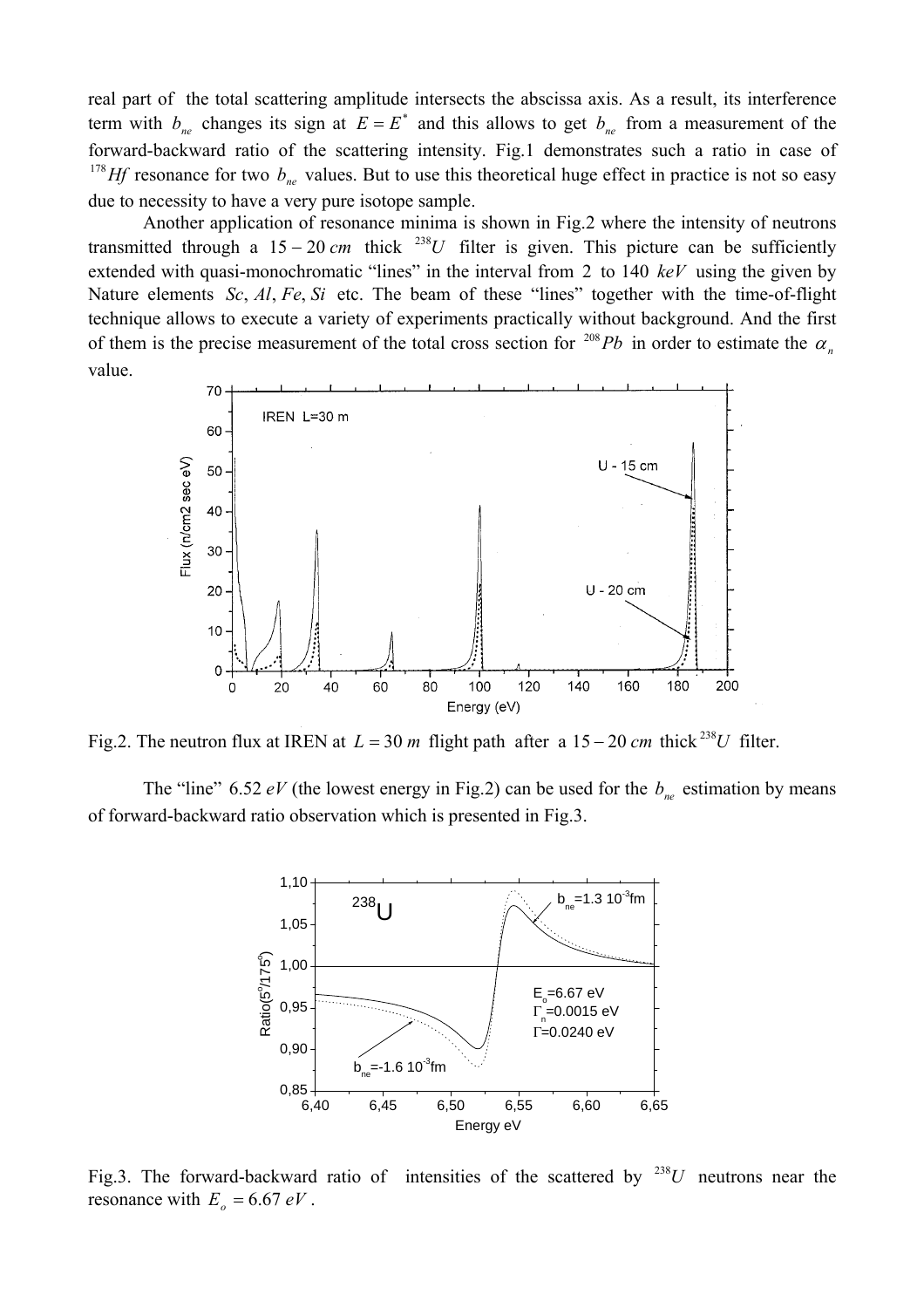real part of the total scattering amplitude intersects the abscissa axis. As a result, its interference term with $b_{ne}$ changes its sign at $E = E^*$ and this allows to get $b_{ne}$ from a measurement of the forward-backward ratio of the scattering intensity. Fig.1 demonstrates such a ratio in case of $^{178}Hf$ resonance for two $b_{ne}$ values. But to use this theoretical huge effect in practice is not so easy due to necessity to have a very pure isotope sample.

Another application of resonance minima is shown in Fig.2 where the intensity of neutrons transmitted through a $15-20\,cm$ thick $^{238}U$ filter is given. This picture can be sufficiently extended with quasi-monochromatic "lines" in the interval from 2 to 140 $keV$ using the given by Nature elements $Sc$, $Al$, $Fe$, $Si$ etc. The beam of these "lines" together with the time-of-flight technique allows to execute a variety of experiments practically without background. And the first of them is the precise measurement of the total cross section for $^{208}Pb$ in order to estimate the $\alpha_n$ value.

Fig.2. The neutron flux at IREN at $L = 30\,m$ flight path after a $15-20\,cm$ thick $^{238}U$ filter.

The "line" $6.52\,eV$ (the lowest energy in Fig.2) can be used for the $b_{ne}$ estimation by means of forward-backward ratio observation which is presented in Fig.3.

Fig.3. The forward-backward ratio of intensities of the scattered by $^{238}U$ neutrons near the resonance with $E_o = 6.67\,eV$.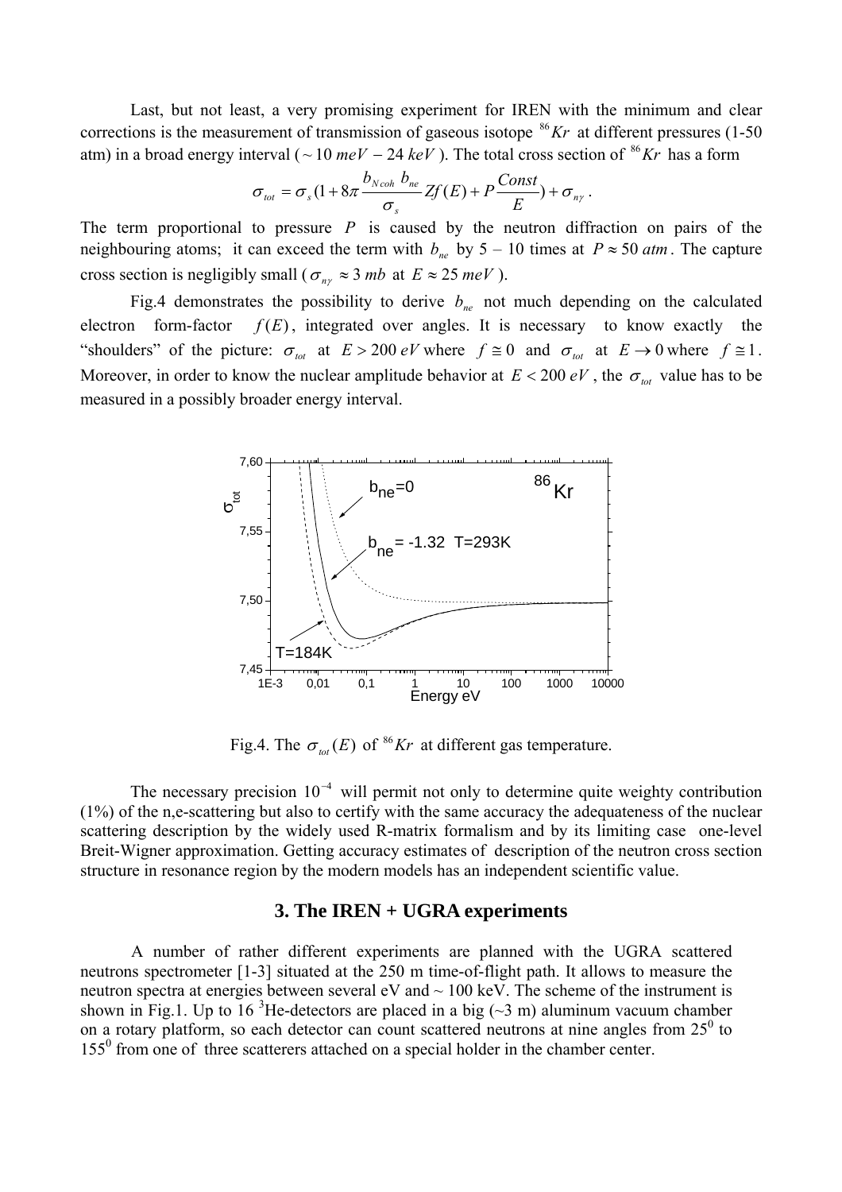Last, but not least, a very promising experiment for IREN with the minimum and clear corrections is the measurement of transmission of gaseous isotope $^{86}Kr$ at different pressures (1-50 atm) in a broad energy interval ($\sim 10\ meV - 24\ keV$). The total cross section of $^{86}Kr$ has a form

$$\sigma_{tot} = \sigma_s(1 + 8\pi \frac{b_{Ncoh}\ b_{ne}}{\sigma_s} Zf(E) + P\frac{Const}{E}) + \sigma_{n\gamma}\ .$$

The term proportional to pressure $P$ is caused by the neutron diffraction on pairs of the neighbouring atoms; it can exceed the term with $b_{ne}$ by 5 – 10 times at $P \approx 50\ atm$. The capture cross section is negligibly small ($\sigma_{n\gamma} \approx 3\ mb$ at $E \approx 25\ meV$).

Fig.4 demonstrates the possibility to derive $b_{ne}$ not much depending on the calculated electron form-factor $f(E)$, integrated over angles. It is necessary to know exactly the "shoulders" of the picture: $\sigma_{tot}$ at $E > 200\ eV$ where $f \cong 0$ and $\sigma_{tot}$ at $E \to 0$ where $f \cong 1$. Moreover, in order to know the nuclear amplitude behavior at $E < 200\ eV$, the $\sigma_{tot}$ value has to be measured in a possibly broader energy interval.

Fig.4. The $\sigma_{tot}(E)$ of $^{86}Kr$ at different gas temperature.

The necessary precision $10^{-4}$ will permit not only to determine quite weighty contribution (1%) of the n,e-scattering but also to certify with the same accuracy the adequateness of the nuclear scattering description by the widely used R-matrix formalism and by its limiting case one-level Breit-Wigner approximation. Getting accuracy estimates of description of the neutron cross section structure in resonance region by the modern models has an independent scientific value.

## 3. The IREN + UGRA experiments

A number of rather different experiments are planned with the UGRA scattered neutrons spectrometer [1-3] situated at the 250 m time-of-flight path. It allows to measure the neutron spectra at energies between several eV and ~ 100 keV. The scheme of the instrument is shown in Fig.1. Up to 16 $^3$He-detectors are placed in a big (~3 m) aluminum vacuum chamber on a rotary platform, so each detector can count scattered neutrons at nine angles from $25^0$ to $155^0$ from one of three scatterers attached on a special holder in the chamber center.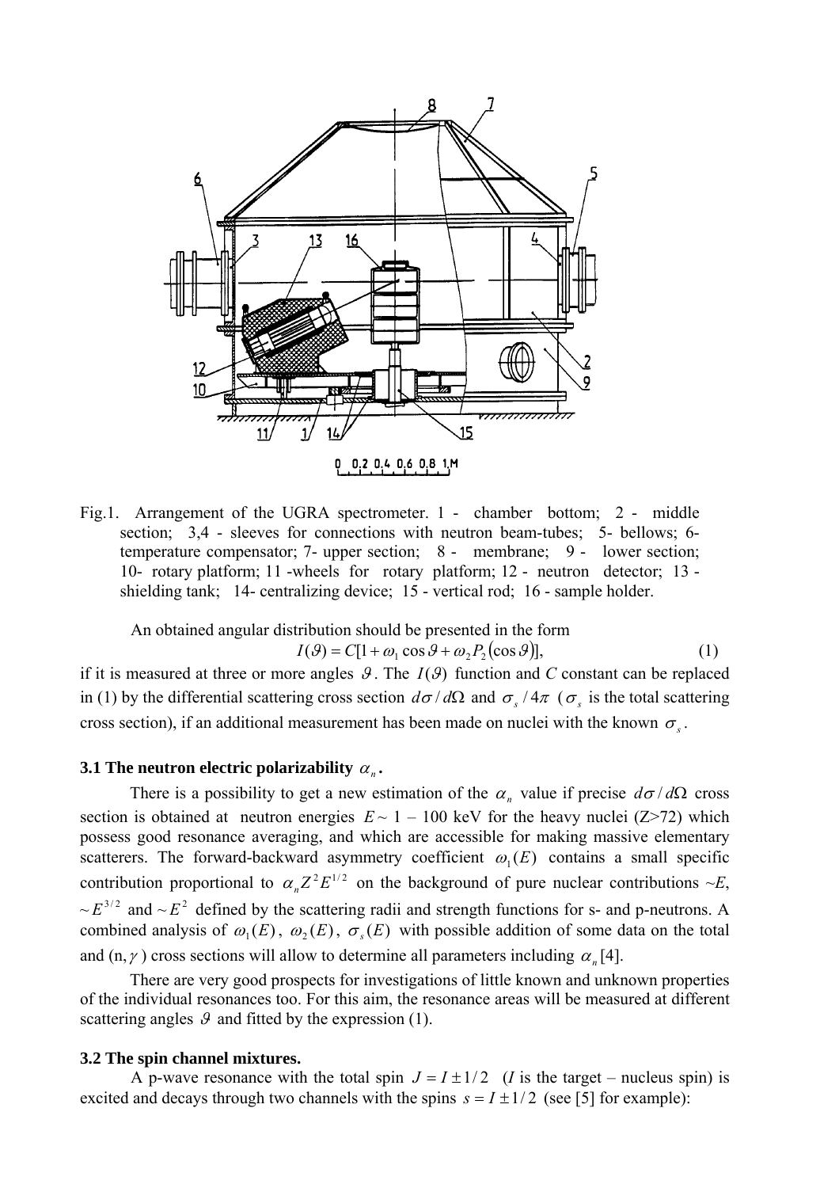Fig.1. Arrangement of the UGRA spectrometer. 1 - chamber bottom; 2 - middle section; 3,4 - sleeves for connections with neutron beam-tubes; 5- bellows; 6- temperature compensator; 7- upper section; 8 - membrane; 9 - lower section; 10- rotary platform; 11 -wheels for rotary platform; 12 - neutron detector; 13 - shielding tank; 14- centralizing device; 15 - vertical rod; 16 - sample holder.

An obtained angular distribution should be presented in the form

$$I(\vartheta) = C[1 + \omega_1 \cos\vartheta + \omega_2 P_2(\cos\vartheta)], \qquad (1)$$

if it is measured at three or more angles $\vartheta$. The $I(\vartheta)$ function and *C* constant can be replaced in (1) by the differential scattering cross section $d\sigma/d\Omega$ and $\sigma_s/4\pi$ ($\sigma_s$ is the total scattering cross section), if an additional measurement has been made on nuclei with the known $\sigma_s$.

### 3.1 The neutron electric polarizability $\alpha_n$.

There is a possibility to get a new estimation of the $\alpha_n$ value if precise $d\sigma/d\Omega$ cross section is obtained at neutron energies $E \sim 1$ – 100 keV for the heavy nuclei (Z>72) which possess good resonance averaging, and which are accessible for making massive elementary scatterers. The forward-backward asymmetry coefficient $\omega_1(E)$ contains a small specific contribution proportional to $\alpha_n Z^2 E^{1/2}$ on the background of pure nuclear contributions ~*E*, $\sim E^{3/2}$ and $\sim E^2$ defined by the scattering radii and strength functions for s- and p-neutrons. A combined analysis of $\omega_1(E)$, $\omega_2(E)$, $\sigma_s(E)$ with possible addition of some data on the total and (n,$\gamma$) cross sections will allow to determine all parameters including $\alpha_n$ [4].

There are very good prospects for investigations of little known and unknown properties of the individual resonances too. For this aim, the resonance areas will be measured at different scattering angles $\vartheta$ and fitted by the expression (1).

### 3.2 The spin channel mixtures.

A p-wave resonance with the total spin $J = I \pm 1/2$ (*I* is the target – nucleus spin) is excited and decays through two channels with the spins $s = I \pm 1/2$ (see [5] for example):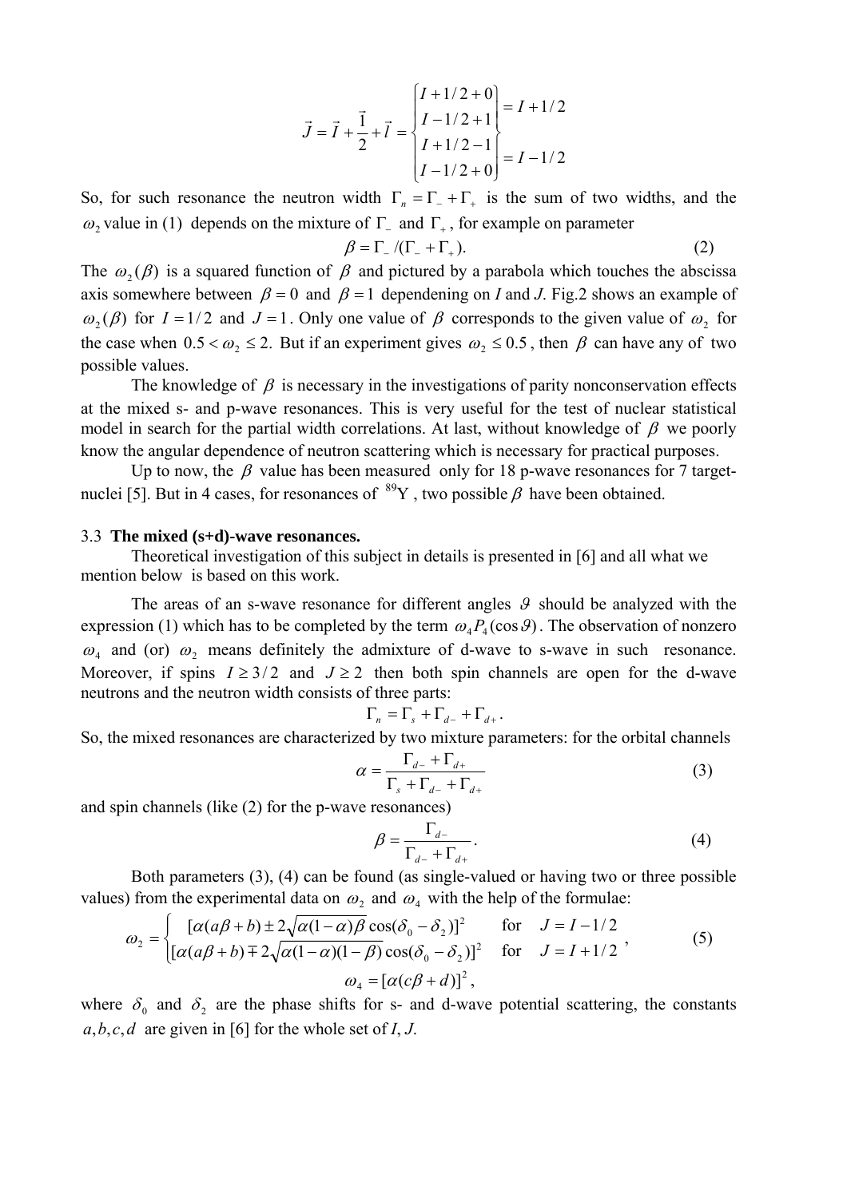$$\vec{J} = \vec{I} + \frac{\vec{1}}{2} + \vec{l} = \begin{cases} \left. \begin{matrix} I + 1/2 + 0 \\ I - 1/2 + 1 \end{matrix} \right\} = I + 1/2 \\ \left. \begin{matrix} I + 1/2 - 1 \\ I - 1/2 + 0 \end{matrix} \right\} = I - 1/2 \end{cases}$$

So, for such resonance the neutron width $\Gamma_n = \Gamma_- + \Gamma_+$ is the sum of two widths, and the $\omega_2$ value in (1) depends on the mixture of $\Gamma_-$ and $\Gamma_+$, for example on parameter

$$\beta = \Gamma_- / (\Gamma_- + \Gamma_+). \tag{2}$$

The $\omega_2(\beta)$ is a squared function of $\beta$ and pictured by a parabola which touches the abscissa axis somewhere between $\beta = 0$ and $\beta = 1$ dependening on *I* and *J*. Fig.2 shows an example of $\omega_2(\beta)$ for $I = 1/2$ and $J = 1$. Only one value of $\beta$ corresponds to the given value of $\omega_2$ for the case when $0.5 < \omega_2 \le 2$. But if an experiment gives $\omega_2 \le 0.5$, then $\beta$ can have any of two possible values.

The knowledge of $\beta$ is necessary in the investigations of parity nonconservation effects at the mixed s- and p-wave resonances. This is very useful for the test of nuclear statistical model in search for the partial width correlations. At last, without knowledge of $\beta$ we poorly know the angular dependence of neutron scattering which is necessary for practical purposes.

Up to now, the $\beta$ value has been measured only for 18 p-wave resonances for 7 target-nuclei [5]. But in 4 cases, for resonances of $^{89}$Y, two possible $\beta$ have been obtained.

### 3.3 **The mixed (s+d)-wave resonances.**

Theoretical investigation of this subject in details is presented in [6] and all what we mention below is based on this work.

The areas of an s-wave resonance for different angles $\vartheta$ should be analyzed with the expression (1) which has to be completed by the term $\omega_4 P_4(\cos\vartheta)$. The observation of nonzero $\omega_4$ and (or) $\omega_2$ means definitely the admixture of d-wave to s-wave in such resonance. Moreover, if spins $I \ge 3/2$ and $J \ge 2$ then both spin channels are open for the d-wave neutrons and the neutron width consists of three parts:

$$\Gamma_n = \Gamma_s + \Gamma_{d-} + \Gamma_{d+}.$$

So, the mixed resonances are characterized by two mixture parameters: for the orbital channels

$$\alpha = \frac{\Gamma_{d-} + \Gamma_{d+}}{\Gamma_s + \Gamma_{d-} + \Gamma_{d+}} \tag{3}$$

and spin channels (like (2) for the p-wave resonances)

$$\beta = \frac{\Gamma_{d-}}{\Gamma_{d-} + \Gamma_{d+}}. \tag{4}$$

Both parameters (3), (4) can be found (as single-valued or having two or three possible values) from the experimental data on $\omega_2$ and $\omega_4$ with the help of the formulae:

$$\omega_2 = \begin{cases} [\alpha(a\beta + b) \pm 2\sqrt{\alpha(1-\alpha)\beta}\cos(\delta_0 - \delta_2)]^2 & \text{for} \quad J = I - 1/2 \\ [\alpha(a\beta + b) \mp 2\sqrt{\alpha(1-\alpha)(1-\beta)}\cos(\delta_0 - \delta_2)]^2 & \text{for} \quad J = I + 1/2 \end{cases}, \tag{5}$$

$$\omega_4 = [\alpha(c\beta + d)]^2,$$

where $\delta_0$ and $\delta_2$ are the phase shifts for s- and d-wave potential scattering, the constants $a, b, c, d$ are given in [6] for the whole set of *I*, *J*.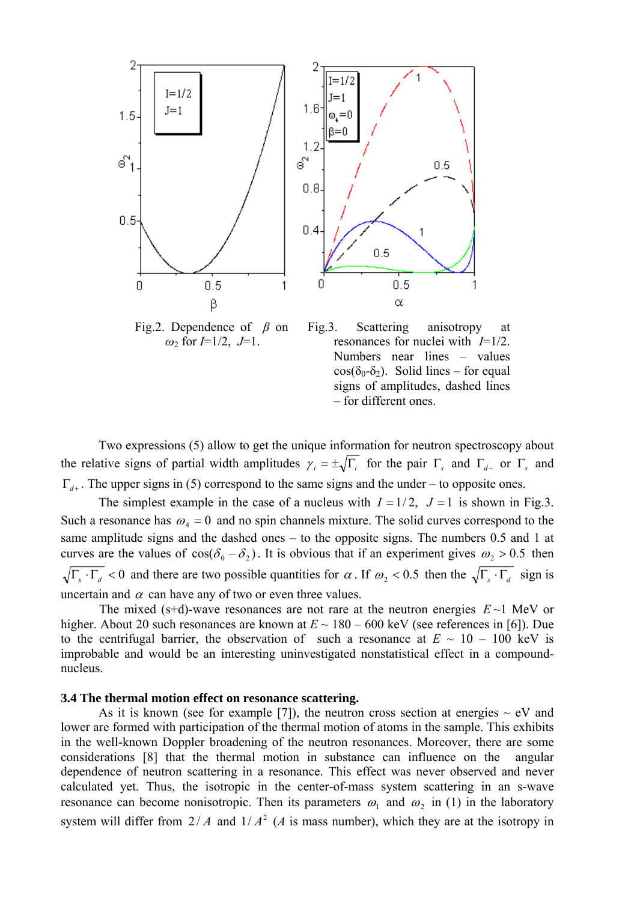Fig.2. Dependence of $\beta$ on $\omega_2$ for $I$=1/2, $J$=1.

Fig.3. Scattering anisotropy at resonances for nuclei with $I$=1/2. Numbers near lines – values $\cos(\delta_0-\delta_2)$. Solid lines – for equal signs of amplitudes, dashed lines – for different ones.

Two expressions (5) allow to get the unique information for neutron spectroscopy about the relative signs of partial width amplitudes $\gamma_i = \pm\sqrt{\Gamma_i}$ for the pair $\Gamma_s$ and $\Gamma_{d-}$ or $\Gamma_s$ and $\Gamma_{d+}$. The upper signs in (5) correspond to the same signs and the under – to opposite ones.

The simplest example in the case of a nucleus with $I = 1/2$, $J = 1$ is shown in Fig.3. Such a resonance has $\omega_4 = 0$ and no spin channels mixture. The solid curves correspond to the same amplitude signs and the dashed ones – to the opposite signs. The numbers 0.5 and 1 at curves are the values of $\cos(\delta_0 - \delta_2)$. It is obvious that if an experiment gives $\omega_2 > 0.5$ then $\sqrt{\Gamma_s \cdot \Gamma_d} < 0$ and there are two possible quantities for $\alpha$. If $\omega_2 < 0.5$ then the $\sqrt{\Gamma_s \cdot \Gamma_d}$ sign is uncertain and $\alpha$ can have any of two or even three values.

The mixed (s+d)-wave resonances are not rare at the neutron energies $E$~1 MeV or higher. About 20 such resonances are known at $E$ ~ 180 – 600 keV (see references in [6]). Due to the centrifugal barrier, the observation of such a resonance at $E$ ~ 10 – 100 keV is improbable and would be an interesting uninvestigated nonstatistical effect in a compound-nucleus.

### 3.4 The thermal motion effect on resonance scattering.

As it is known (see for example [7]), the neutron cross section at energies ~ eV and lower are formed with participation of the thermal motion of atoms in the sample. This exhibits in the well-known Doppler broadening of the neutron resonances. Moreover, there are some considerations [8] that the thermal motion in substance can influence on the angular dependence of neutron scattering in a resonance. This effect was never observed and never calculated yet. Thus, the isotropic in the center-of-mass system scattering in an s-wave resonance can become nonisotropic. Then its parameters $\omega_1$ and $\omega_2$ in (1) in the laboratory system will differ from $2/A$ and $1/A^2$ ($A$ is mass number), which they are at the isotropy in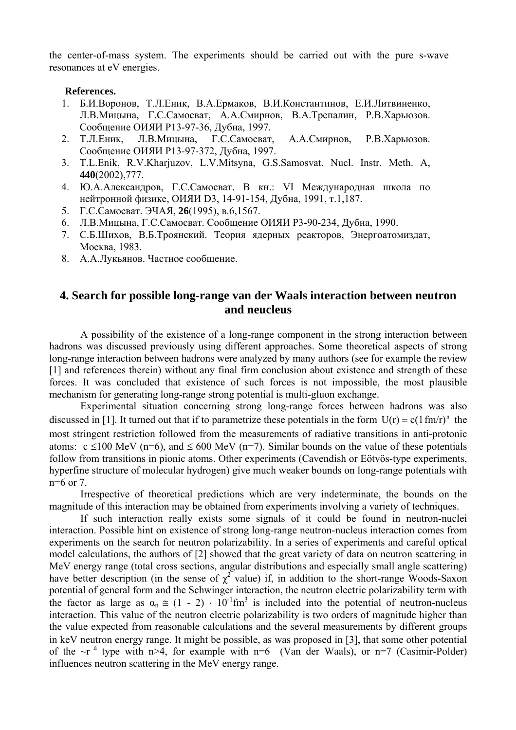the center-of-mass system. The experiments should be carried out with the pure s-wave resonances at eV energies.

**References.**

1. Б.И.Воронов, Т.Л.Еник, В.А.Ермаков, В.И.Константинов, Е.И.Литвиненко, Л.В.Мицына, Г.С.Самосват, А.А.Смирнов, В.А.Трепалин, Р.В.Харьюзов. Сообщение ОИЯИ Р13-97-36, Дубна, 1997.
2. Т.Л.Еник, Л.В.Мицына, Г.С.Самосват, А.А.Смирнов, Р.В.Харьюзов. Сообщение ОИЯИ Р13-97-372, Дубна, 1997.
3. T.L.Enik, R.V.Kharjuzov, L.V.Mitsyna, G.S.Samosvat. Nucl. Instr. Meth. A, **440**(2002),777.
4. Ю.А.Александров, Г.С.Самосват. В кн.: VI Международная школа по нейтронной физике, ОИЯИ D3, 14-91-154, Дубна, 1991, т.1,187.
5. Г.С.Самосват. ЭЧАЯ, **26**(1995), в.6,1567.
6. Л.В.Мицына, Г.С.Самосват. Сообщение ОИЯИ Р3-90-234, Дубна, 1990.
7. С.Б.Шихов, В.Б.Троянский. Теория ядерных реакторов, Энергоатомиздат, Москва, 1983.
8. А.А.Лукьянов. Частное сообщение.

## 4. Search for possible long-range van der Waals interaction between neutron and neucleus

A possibility of the existence of a long-range component in the strong interaction between hadrons was discussed previously using different approaches. Some theoretical aspects of strong long-range interaction between hadrons were analyzed by many authors (see for example the review [1] and references therein) without any final firm conclusion about existence and strength of these forces. It was concluded that existence of such forces is not impossible, the most plausible mechanism for generating long-range strong potential is multi-gluon exchange.

Experimental situation concerning strong long-range forces between hadrons was also discussed in [1]. It turned out that if to parametrize these potentials in the form $U(r) = c(1\,\text{fm}/r)^n$ the most stringent restriction followed from the measurements of radiative transitions in anti-protonic atoms: $c \leq 100$ MeV (n=6), and $\leq 600$ MeV (n=7). Similar bounds on the value of these potentials follow from transitions in pionic atoms. Other experiments (Cavendish or Eötvös-type experiments, hyperfine structure of molecular hydrogen) give much weaker bounds on long-range potentials with n=6 or 7.

Irrespective of theoretical predictions which are very indeterminate, the bounds on the magnitude of this interaction may be obtained from experiments involving a variety of techniques.

If such interaction really exists some signals of it could be found in neutron-nuclei interaction. Possible hint on existence of strong long-range neutron-nucleus interaction comes from experiments on the search for neutron polarizability. In a series of experiments and careful optical model calculations, the authors of [2] showed that the great variety of data on neutron scattering in MeV energy range (total cross sections, angular distributions and especially small angle scattering) have better description (in the sense of $\chi^2$ value) if, in addition to the short-range Woods-Saxon potential of general form and the Schwinger interaction, the neutron electric polarizability term with the factor as large as $\alpha_n \cong (1 - 2) \cdot 10^{-1}\text{fm}^3$ is included into the potential of neutron-nucleus interaction. This value of the neutron electric polarizability is two orders of magnitude higher than the value expected from reasonable calculations and the several measurements by different groups in keV neutron energy range. It might be possible, as was proposed in [3], that some other potential of the $\sim r^{-n}$ type with n>4, for example with n=6 (Van der Waals), or n=7 (Casimir-Polder) influences neutron scattering in the MeV energy range.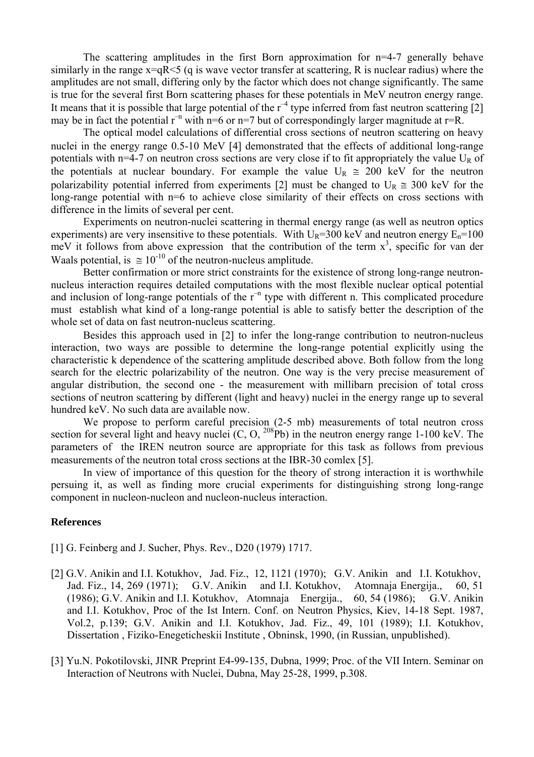The scattering amplitudes in the first Born approximation for n=4-7 generally behave similarly in the range $x=qR<5$ ($q$ is wave vector transfer at scattering, $R$ is nuclear radius) where the amplitudes are not small, differing only by the factor which does not change significantly. The same is true for the several first Born scattering phases for these potentials in MeV neutron energy range. It means that it is possible that large potential of the $r^{-4}$ type inferred from fast neutron scattering [2] may be in fact the potential $r^{-n}$ with n=6 or n=7 but of correspondingly larger magnitude at r=R.

The optical model calculations of differential cross sections of neutron scattering on heavy nuclei in the energy range 0.5-10 MeV [4] demonstrated that the effects of additional long-range potentials with n=4-7 on neutron cross sections are very close if to fit appropriately the value $U_R$ of the potentials at nuclear boundary. For example the value $U_R \cong 200$ keV for the neutron polarizability potential inferred from experiments [2] must be changed to $U_R \cong 300$ keV for the long-range potential with n=6 to achieve close similarity of their effects on cross sections with difference in the limits of several per cent.

Experiments on neutron-nuclei scattering in thermal energy range (as well as neutron optics experiments) are very insensitive to these potentials. With $U_R$=300 keV and neutron energy $E_n$=100 meV it follows from above expression that the contribution of the term $x^3$, specific for van der Waals potential, is $\cong 10^{-10}$ of the neutron-nucleus amplitude.

Better confirmation or more strict constraints for the existence of strong long-range neutron-nucleus interaction requires detailed computations with the most flexible nuclear optical potential and inclusion of long-range potentials of the $r^{-n}$ type with different n. This complicated procedure must establish what kind of a long-range potential is able to satisfy better the description of the whole set of data on fast neutron-nucleus scattering.

Besides this approach used in [2] to infer the long-range contribution to neutron-nucleus interaction, two ways are possible to determine the long-range potential explicitly using the characteristic k dependence of the scattering amplitude described above. Both follow from the long search for the electric polarizability of the neutron. One way is the very precise measurement of angular distribution, the second one - the measurement with millibarn precision of total cross sections of neutron scattering by different (light and heavy) nuclei in the energy range up to several hundred keV. No such data are available now.

We propose to perform careful precision (2-5 mb) measurements of total neutron cross section for several light and heavy nuclei (C, O, $^{208}$Pb) in the neutron energy range 1-100 keV. The parameters of the IREN neutron source are appropriate for this task as follows from previous measurements of the neutron total cross sections at the IBR-30 comlex [5].

In view of importance of this question for the theory of strong interaction it is worthwhile persuing it, as well as finding more crucial experiments for distinguishing strong long-range component in nucleon-nucleon and nucleon-nucleus interaction.

**References**

[1] G. Feinberg and J. Sucher, Phys. Rev., D20 (1979) 1717.

[2] G.V. Anikin and I.I. Kotukhov, Jad. Fiz., 12, 1121 (1970); G.V. Anikin and I.I. Kotukhov, Jad. Fiz., 14, 269 (1971); G.V. Anikin and I.I. Kotukhov, Atomnaja Energija., 60, 51 (1986); G.V. Anikin and I.I. Kotukhov, Atomnaja Energija., 60, 54 (1986); G.V. Anikin and I.I. Kotukhov, Proc of the Ist Intern. Conf. on Neutron Physics, Kiev, 14-18 Sept. 1987, Vol.2, p.139; G.V. Anikin and I.I. Kotukhov, Jad. Fiz., 49, 101 (1989); I.I. Kotukhov, Dissertation , Fiziko-Enegeticheskii Institute , Obninsk, 1990, (in Russian, unpublished).

[3] Yu.N. Pokotilovski, JINR Preprint E4-99-135, Dubna, 1999; Proc. of the VII Intern. Seminar on Interaction of Neutrons with Nuclei, Dubna, May 25-28, 1999, p.308.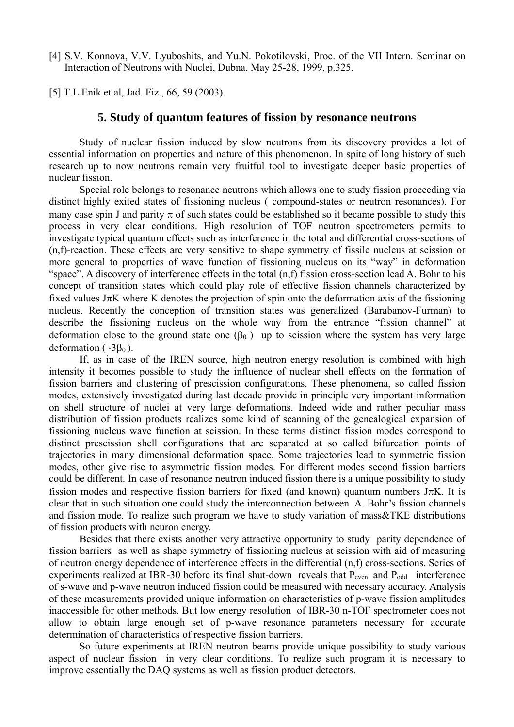[4] S.V. Konnova, V.V. Lyuboshits, and Yu.N. Pokotilovski, Proc. of the VII Intern. Seminar on Interaction of Neutrons with Nuclei, Dubna, May 25-28, 1999, p.325.

[5] T.L.Enik et al, Jad. Fiz., 66, 59 (2003).

## 5. Study of quantum features of fission by resonance neutrons

Study of nuclear fission induced by slow neutrons from its discovery provides a lot of essential information on properties and nature of this phenomenon. In spite of long history of such research up to now neutrons remain very fruitful tool to investigate deeper basic properties of nuclear fission.

Special role belongs to resonance neutrons which allows one to study fission proceeding via distinct highly exited states of fissioning nucleus ( compound-states or neutron resonances). For many case spin J and parity $\pi$ of such states could be established so it became possible to study this process in very clear conditions. High resolution of TOF neutron spectrometers permits to investigate typical quantum effects such as interference in the total and differential cross-sections of (n,f)-reaction. These effects are very sensitive to shape symmetry of fissile nucleus at scission or more general to properties of wave function of fissioning nucleus on its "way" in deformation "space". A discovery of interference effects in the total (n,f) fission cross-section lead A. Bohr to his concept of transition states which could play role of effective fission channels characterized by fixed values $J\pi K$ where K denotes the projection of spin onto the deformation axis of the fissioning nucleus. Recently the conception of transition states was generalized (Barabanov-Furman) to describe the fissioning nucleus on the whole way from the entrance "fission channel" at deformation close to the ground state one ($\beta_0$ ) up to scission where the system has very large deformation ($\sim 3\beta_0$ ).

If, as in case of the IREN source, high neutron energy resolution is combined with high intensity it becomes possible to study the influence of nuclear shell effects on the formation of fission barriers and clustering of prescission configurations. These phenomena, so called fission modes, extensively investigated during last decade provide in principle very important information on shell structure of nuclei at very large deformations. Indeed wide and rather peculiar mass distribution of fission products realizes some kind of scanning of the genealogical expansion of fissioning nucleus wave function at scission. In these terms distinct fission modes correspond to distinct prescission shell configurations that are separated at so called bifurcation points of trajectories in many dimensional deformation space. Some trajectories lead to symmetric fission modes, other give rise to asymmetric fission modes. For different modes second fission barriers could be different. In case of resonance neutron induced fission there is a unique possibility to study fission modes and respective fission barriers for fixed (and known) quantum numbers $J\pi K$. It is clear that in such situation one could study the interconnection between A. Bohr's fission channels and fission mode. To realize such program we have to study variation of mass&TKE distributions of fission products with neuron energy.

Besides that there exists another very attractive opportunity to study parity dependence of fission barriers as well as shape symmetry of fissioning nucleus at scission with aid of measuring of neutron energy dependence of interference effects in the differential (n,f) cross-sections. Series of experiments realized at IBR-30 before its final shut-down reveals that $P_{even}$ and $P_{odd}$ interference of s-wave and p-wave neutron induced fission could be measured with necessary accuracy. Analysis of these measurements provided unique information on characteristics of p-wave fission amplitudes inaccessible for other methods. But low energy resolution of IBR-30 n-TOF spectrometer does not allow to obtain large enough set of p-wave resonance parameters necessary for accurate determination of characteristics of respective fission barriers.

So future experiments at IREN neutron beams provide unique possibility to study various aspect of nuclear fission in very clear conditions. To realize such program it is necessary to improve essentially the DAQ systems as well as fission product detectors.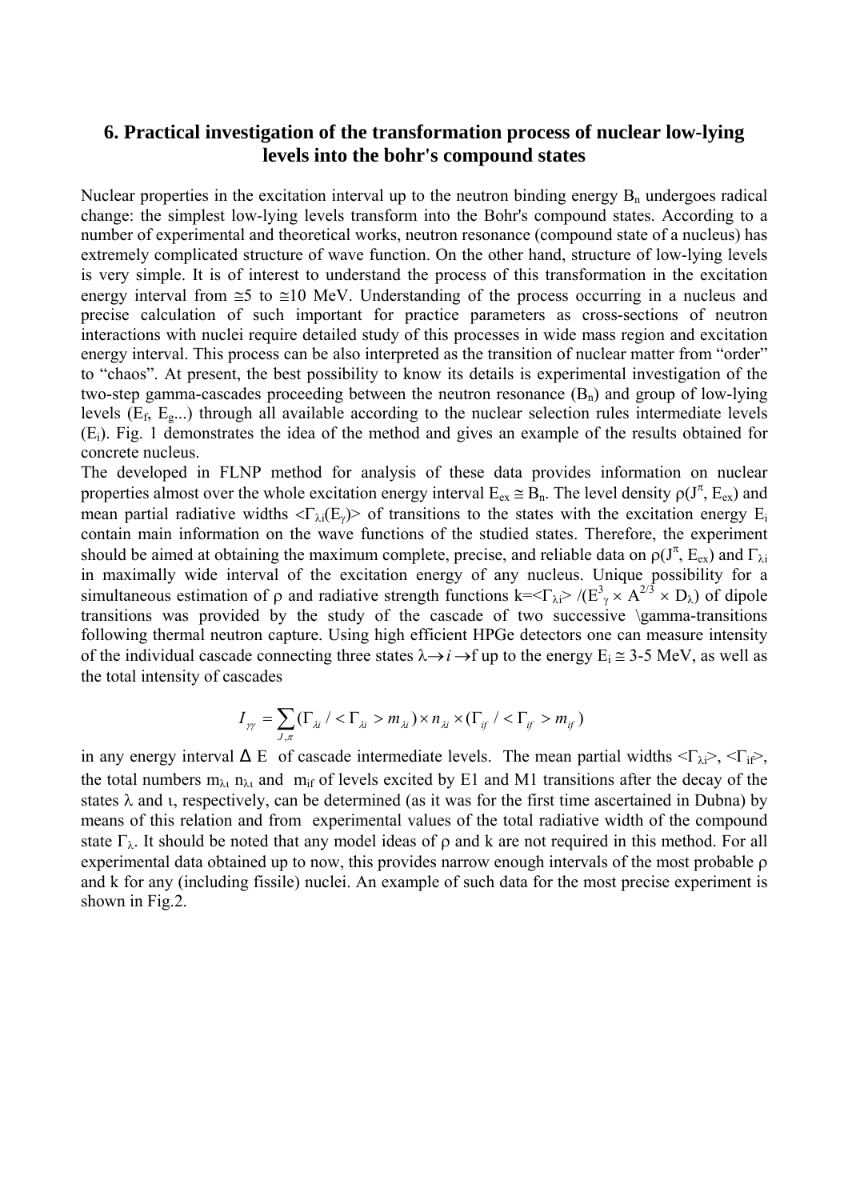## 6. Practical investigation of the transformation process of nuclear low-lying levels into the bohr's compound states

Nuclear properties in the excitation interval up to the neutron binding energy $B_n$ undergoes radical change: the simplest low-lying levels transform into the Bohr's compound states. According to a number of experimental and theoretical works, neutron resonance (compound state of a nucleus) has extremely complicated structure of wave function. On the other hand, structure of low-lying levels is very simple. It is of interest to understand the process of this transformation in the excitation energy interval from ≅5 to ≅10 MeV. Understanding of the process occurring in a nucleus and precise calculation of such important for practice parameters as cross-sections of neutron interactions with nuclei require detailed study of this processes in wide mass region and excitation energy interval. This process can be also interpreted as the transition of nuclear matter from "order" to "chaos". At present, the best possibility to know its details is experimental investigation of the two-step gamma-cascades proceeding between the neutron resonance ($B_n$) and group of low-lying levels ($E_f$, $E_g$...) through all available according to the nuclear selection rules intermediate levels ($E_i$). Fig. 1 demonstrates the idea of the method and gives an example of the results obtained for concrete nucleus.

The developed in FLNP method for analysis of these data provides information on nuclear properties almost over the whole excitation energy interval $E_{ex} \cong B_n$. The level density $\rho(J^\pi, E_{ex})$ and mean partial radiative widths $<\Gamma_{\lambda i}(E_\gamma)>$ of transitions to the states with the excitation energy $E_i$ contain main information on the wave functions of the studied states. Therefore, the experiment should be aimed at obtaining the maximum complete, precise, and reliable data on $\rho(J^\pi, E_{ex})$ and $\Gamma_{\lambda i}$ in maximally wide interval of the excitation energy of any nucleus. Unique possibility for a simultaneous estimation of ρ and radiative strength functions $k=<\Gamma_{\lambda i}>/(E^3_\gamma \times A^{2/3} \times D_\lambda)$ of dipole transitions was provided by the study of the cascade of two successive \gamma-transitions following thermal neutron capture. Using high efficient HPGe detectors one can measure intensity of the individual cascade connecting three states $\lambda \rightarrow i \rightarrow f$ up to the energy $E_i \cong$ 3-5 MeV, as well as the total intensity of cascades

$$I_{\gamma\gamma} = \sum_{J,\pi} (\Gamma_{\lambda i} / <\Gamma_{\lambda i}> m_{\lambda i}) \times n_{\lambda i} \times (\Gamma_{if} / <\Gamma_{if}> m_{if})$$

in any energy interval Δ E of cascade intermediate levels. The mean partial widths $<\Gamma_{\lambda i}>$, $<\Gamma_{if}>$, the total numbers $m_{\lambda\iota}$ $n_{\lambda\iota}$ and $m_{if}$ of levels excited by E1 and M1 transitions after the decay of the states λ and ι, respectively, can be determined (as it was for the first time ascertained in Dubna) by means of this relation and from experimental values of the total radiative width of the compound state $\Gamma_\lambda$. It should be noted that any model ideas of ρ and k are not required in this method. For all experimental data obtained up to now, this provides narrow enough intervals of the most probable ρ and k for any (including fissile) nuclei. An example of such data for the most precise experiment is shown in Fig.2.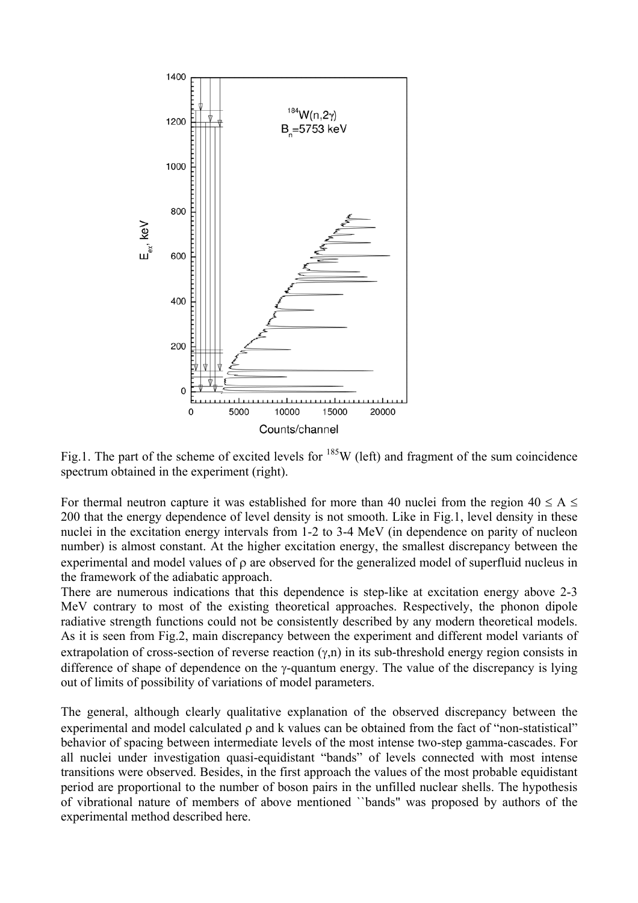Fig.1. The part of the scheme of excited levels for $^{185}$W (left) and fragment of the sum coincidence spectrum obtained in the experiment (right).

For thermal neutron capture it was established for more than 40 nuclei from the region $40 \leq A \leq 200$ that the energy dependence of level density is not smooth. Like in Fig.1, level density in these nuclei in the excitation energy intervals from 1-2 to 3-4 MeV (in dependence on parity of nucleon number) is almost constant. At the higher excitation energy, the smallest discrepancy between the experimental and model values of $\rho$ are observed for the generalized model of superfluid nucleus in the framework of the adiabatic approach.

There are numerous indications that this dependence is step-like at excitation energy above 2-3 MeV contrary to most of the existing theoretical approaches. Respectively, the phonon dipole radiative strength functions could not be consistently described by any modern theoretical models. As it is seen from Fig.2, main discrepancy between the experiment and different model variants of extrapolation of cross-section of reverse reaction $(\gamma,n)$ in its sub-threshold energy region consists in difference of shape of dependence on the $\gamma$-quantum energy. The value of the discrepancy is lying out of limits of possibility of variations of model parameters.

The general, although clearly qualitative explanation of the observed discrepancy between the experimental and model calculated $\rho$ and k values can be obtained from the fact of "non-statistical" behavior of spacing between intermediate levels of the most intense two-step gamma-cascades. For all nuclei under investigation quasi-equidistant "bands" of levels connected with most intense transitions were observed. Besides, in the first approach the values of the most probable equidistant period are proportional to the number of boson pairs in the unfilled nuclear shells. The hypothesis of vibrational nature of members of above mentioned ``bands'' was proposed by authors of the experimental method described here.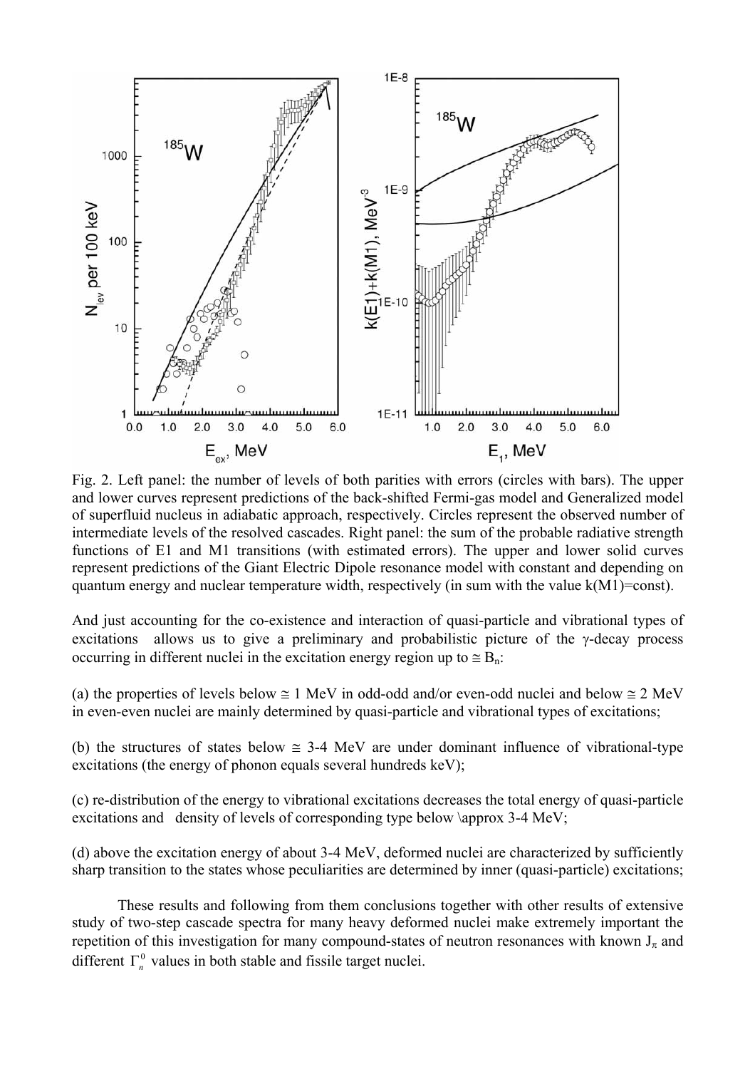Fig. 2. Left panel: the number of levels of both parities with errors (circles with bars). The upper and lower curves represent predictions of the back-shifted Fermi-gas model and Generalized model of superfluid nucleus in adiabatic approach, respectively. Circles represent the observed number of intermediate levels of the resolved cascades. Right panel: the sum of the probable radiative strength functions of E1 and M1 transitions (with estimated errors). The upper and lower solid curves represent predictions of the Giant Electric Dipole resonance model with constant and depending on quantum energy and nuclear temperature width, respectively (in sum with the value k(M1)=const).

And just accounting for the co-existence and interaction of quasi-particle and vibrational types of excitations allows us to give a preliminary and probabilistic picture of the γ-decay process occurring in different nuclei in the excitation energy region up to $\cong B_n$:

(a) the properties of levels below $\cong$ 1 MeV in odd-odd and/or even-odd nuclei and below $\cong$ 2 MeV in even-even nuclei are mainly determined by quasi-particle and vibrational types of excitations;

(b) the structures of states below $\cong$ 3-4 MeV are under dominant influence of vibrational-type excitations (the energy of phonon equals several hundreds keV);

(c) re-distribution of the energy to vibrational excitations decreases the total energy of quasi-particle excitations and density of levels of corresponding type below \approx 3-4 MeV;

(d) above the excitation energy of about 3-4 MeV, deformed nuclei are characterized by sufficiently sharp transition to the states whose peculiarities are determined by inner (quasi-particle) excitations;

These results and following from them conclusions together with other results of extensive study of two-step cascade spectra for many heavy deformed nuclei make extremely important the repetition of this investigation for many compound-states of neutron resonances with known $J_\pi$ and different $\Gamma_n^0$ values in both stable and fissile target nuclei.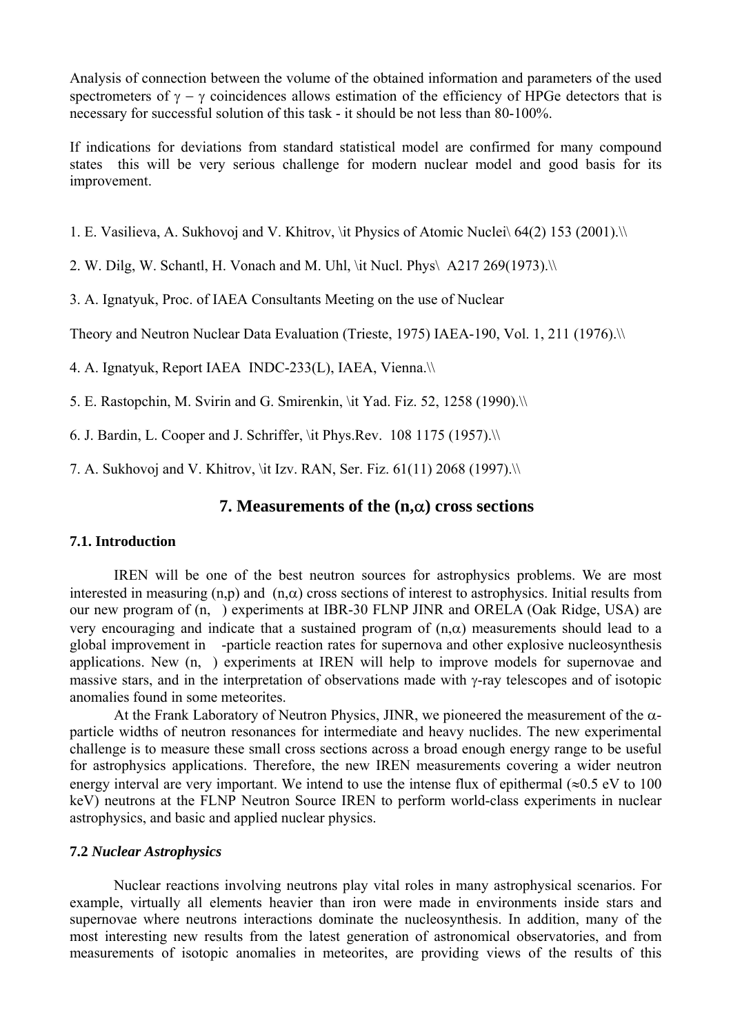Analysis of connection between the volume of the obtained information and parameters of the used spectrometers of $\gamma - \gamma$ coincidences allows estimation of the efficiency of HPGe detectors that is necessary for successful solution of this task - it should be not less than 80-100%.

If indications for deviations from standard statistical model are confirmed for many compound states this will be very serious challenge for modern nuclear model and good basis for its improvement.

1. E. Vasilieva, A. Sukhovoj and V. Khitrov, \it Physics of Atomic Nuclei\ 64(2) 153 (2001).\\

2. W. Dilg, W. Schantl, H. Vonach and M. Uhl, \it Nucl. Phys\ A217 269(1973).\\

3. A. Ignatyuk, Proc. of IAEA Consultants Meeting on the use of Nuclear

Theory and Neutron Nuclear Data Evaluation (Trieste, 1975) IAEA-190, Vol. 1, 211 (1976).\\

4. A. Ignatyuk, Report IAEA INDC-233(L), IAEA, Vienna.\\

5. E. Rastopchin, M. Svirin and G. Smirenkin, \it Yad. Fiz. 52, 1258 (1990).\\

6. J. Bardin, L. Cooper and J. Schriffer, \it Phys.Rev. 108 1175 (1957).\\

7. A. Sukhovoj and V. Khitrov, \it Izv. RAN, Ser. Fiz. 61(11) 2068 (1997).\\

## 7. Measurements of the (n,$\alpha$) cross sections

### 7.1. Introduction

IREN will be one of the best neutron sources for astrophysics problems. We are most interested in measuring (n,p) and (n,$\alpha$) cross sections of interest to astrophysics. Initial results from our new program of (n, ) experiments at IBR-30 FLNP JINR and ORELA (Oak Ridge, USA) are very encouraging and indicate that a sustained program of (n,$\alpha$) measurements should lead to a global improvement in -particle reaction rates for supernova and other explosive nucleosynthesis applications. New (n, ) experiments at IREN will help to improve models for supernovae and massive stars, and in the interpretation of observations made with $\gamma$-ray telescopes and of isotopic anomalies found in some meteorites.

At the Frank Laboratory of Neutron Physics, JINR, we pioneered the measurement of the $\alpha$-particle widths of neutron resonances for intermediate and heavy nuclides. The new experimental challenge is to measure these small cross sections across a broad enough energy range to be useful for astrophysics applications. Therefore, the new IREN measurements covering a wider neutron energy interval are very important. We intend to use the intense flux of epithermal ($\approx$0.5 eV to 100 keV) neutrons at the FLNP Neutron Source IREN to perform world-class experiments in nuclear astrophysics, and basic and applied nuclear physics.

### 7.2 *Nuclear Astrophysics*

Nuclear reactions involving neutrons play vital roles in many astrophysical scenarios. For example, virtually all elements heavier than iron were made in environments inside stars and supernovae where neutrons interactions dominate the nucleosynthesis. In addition, many of the most interesting new results from the latest generation of astronomical observatories, and from measurements of isotopic anomalies in meteorites, are providing views of the results of this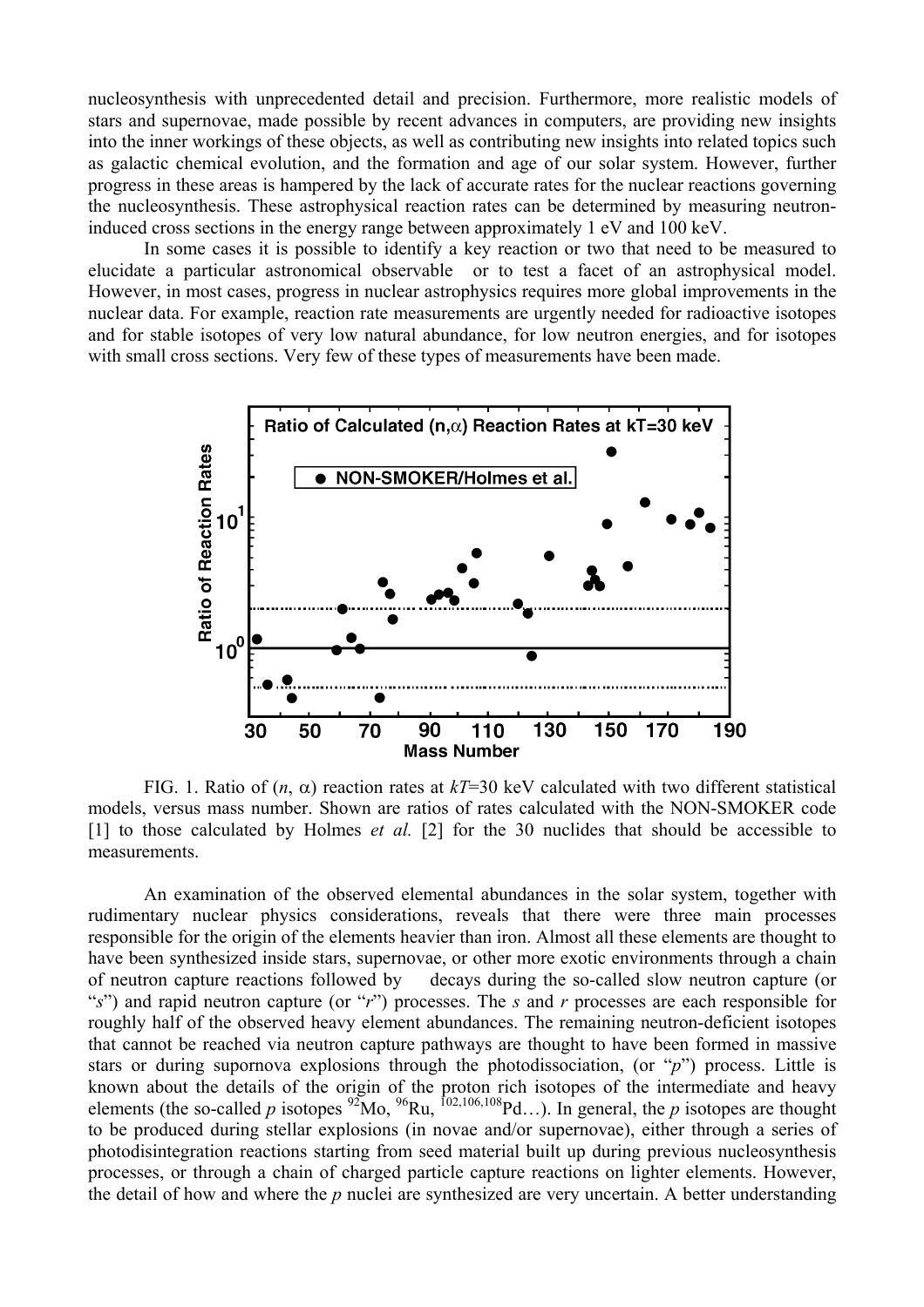nucleosynthesis with unprecedented detail and precision. Furthermore, more realistic models of stars and supernovae, made possible by recent advances in computers, are providing new insights into the inner workings of these objects, as well as contributing new insights into related topics such as galactic chemical evolution, and the formation and age of our solar system. However, further progress in these areas is hampered by the lack of accurate rates for the nuclear reactions governing the nucleosynthesis. These astrophysical reaction rates can be determined by measuring neutron-induced cross sections in the energy range between approximately 1 eV and 100 keV.

In some cases it is possible to identify a key reaction or two that need to be measured to elucidate a particular astronomical observable or to test a facet of an astrophysical model. However, in most cases, progress in nuclear astrophysics requires more global improvements in the nuclear data. For example, reaction rate measurements are urgently needed for radioactive isotopes and for stable isotopes of very low natural abundance, for low neutron energies, and for isotopes with small cross sections. Very few of these types of measurements have been made.

FIG. 1. Ratio of ($n$, $\alpha$) reaction rates at $kT$=30 keV calculated with two different statistical models, versus mass number. Shown are ratios of rates calculated with the NON-SMOKER code [1] to those calculated by Holmes *et al.* [2] for the 30 nuclides that should be accessible to measurements.

An examination of the observed elemental abundances in the solar system, together with rudimentary nuclear physics considerations, reveals that there were three main processes responsible for the origin of the elements heavier than iron. Almost all these elements are thought to have been synthesized inside stars, supernovae, or other more exotic environments through a chain of neutron capture reactions followed by decays during the so-called slow neutron capture (or "*s*") and rapid neutron capture (or "*r*") processes. The *s* and *r* processes are each responsible for roughly half of the observed heavy element abundances. The remaining neutron-deficient isotopes that cannot be reached via neutron capture pathways are thought to have been formed in massive stars or during supornova explosions through the photodissociation, (or "*p*") process. Little is known about the details of the origin of the proton rich isotopes of the intermediate and heavy elements (the so-called *p* isotopes $^{92}$Mo, $^{96}$Ru, $^{102,106,108}$Pd…). In general, the *p* isotopes are thought to be produced during stellar explosions (in novae and/or supernovae), either through a series of photodisintegration reactions starting from seed material built up during previous nucleosynthesis processes, or through a chain of charged particle capture reactions on lighter elements. However, the detail of how and where the *p* nuclei are synthesized are very uncertain. A better understanding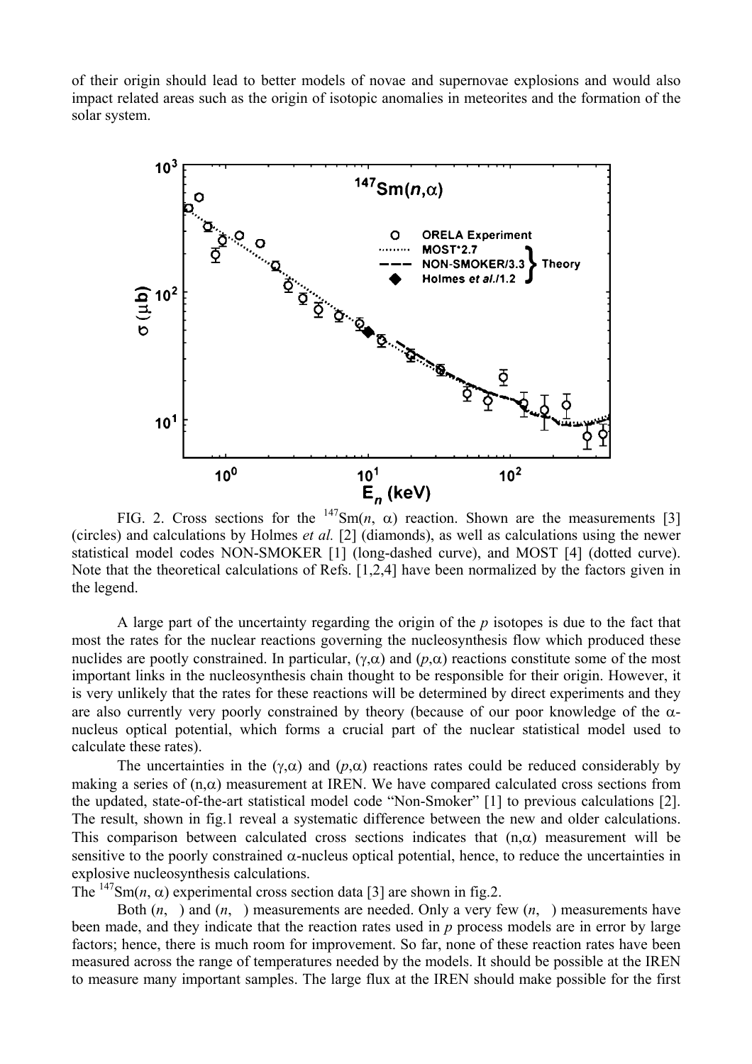of their origin should lead to better models of novae and supernovae explosions and would also impact related areas such as the origin of isotopic anomalies in meteorites and the formation of the solar system.

FIG. 2. Cross sections for the $^{147}$Sm($n$, α) reaction. Shown are the measurements [3] (circles) and calculations by Holmes *et al.* [2] (diamonds), as well as calculations using the newer statistical model codes NON-SMOKER [1] (long-dashed curve), and MOST [4] (dotted curve). Note that the theoretical calculations of Refs. [1,2,4] have been normalized by the factors given in the legend.

A large part of the uncertainty regarding the origin of the *p* isotopes is due to the fact that most the rates for the nuclear reactions governing the nucleosynthesis flow which produced these nuclides are pootly constrained. In particular, (γ,α) and (*p*,α) reactions constitute some of the most important links in the nucleosynthesis chain thought to be responsible for their origin. However, it is very unlikely that the rates for these reactions will be determined by direct experiments and they are also currently very poorly constrained by theory (because of our poor knowledge of the α-nucleus optical potential, which forms a crucial part of the nuclear statistical model used to calculate these rates).

The uncertainties in the (γ,α) and (*p*,α) reactions rates could be reduced considerably by making a series of (n,α) measurement at IREN. We have compared calculated cross sections from the updated, state-of-the-art statistical model code "Non-Smoker" [1] to previous calculations [2]. The result, shown in fig.1 reveal a systematic difference between the new and older calculations. This comparison between calculated cross sections indicates that (n,α) measurement will be sensitive to the poorly constrained α-nucleus optical potential, hence, to reduce the uncertainties in explosive nucleosynthesis calculations.

The $^{147}$Sm($n$, α) experimental cross section data [3] are shown in fig.2.

Both ($n$, ) and ($n$, ) measurements are needed. Only a very few ($n$, ) measurements have been made, and they indicate that the reaction rates used in *p* process models are in error by large factors; hence, there is much room for improvement. So far, none of these reaction rates have been measured across the range of temperatures needed by the models. It should be possible at the IREN to measure many important samples. The large flux at the IREN should make possible for the first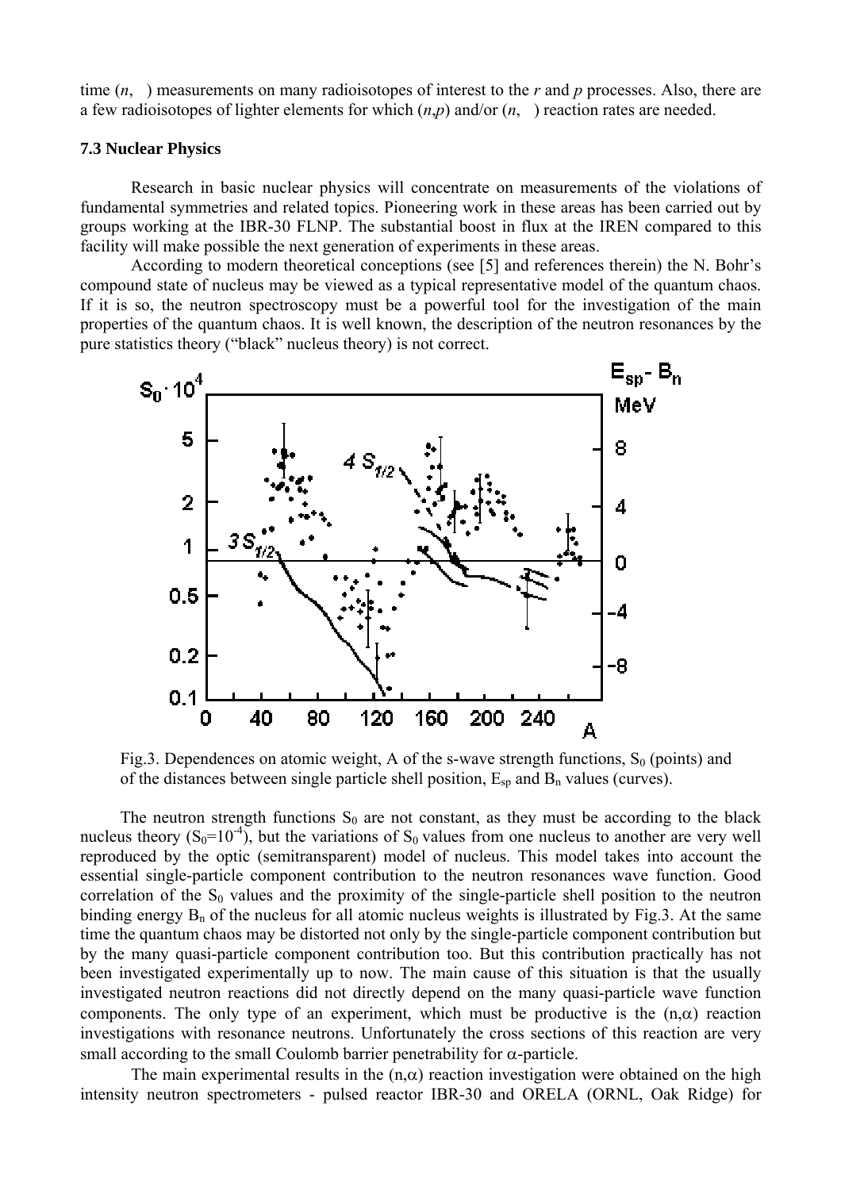time (*n*, ) measurements on many radioisotopes of interest to the *r* and *p* processes. Also, there are a few radioisotopes of lighter elements for which (*n*,*p*) and/or (*n*, ) reaction rates are needed.

### 7.3 Nuclear Physics

Research in basic nuclear physics will concentrate on measurements of the violations of fundamental symmetries and related topics. Pioneering work in these areas has been carried out by groups working at the IBR-30 FLNP. The substantial boost in flux at the IREN compared to this facility will make possible the next generation of experiments in these areas.

According to modern theoretical conceptions (see [5] and references therein) the N. Bohr's compound state of nucleus may be viewed as a typical representative model of the quantum chaos. If it is so, the neutron spectroscopy must be a powerful tool for the investigation of the main properties of the quantum chaos. It is well known, the description of the neutron resonances by the pure statistics theory ("black" nucleus theory) is not correct.

Fig.3. Dependences on atomic weight, A of the s-wave strength functions, $S_0$ (points) and of the distances between single particle shell position, $E_{sp}$ and $B_n$ values (curves).

The neutron strength functions $S_0$ are not constant, as they must be according to the black nucleus theory ($S_0=10^{-4}$), but the variations of $S_0$ values from one nucleus to another are very well reproduced by the optic (semitransparent) model of nucleus. This model takes into account the essential single-particle component contribution to the neutron resonances wave function. Good correlation of the $S_0$ values and the proximity of the single-particle shell position to the neutron binding energy $B_n$ of the nucleus for all atomic nucleus weights is illustrated by Fig.3. At the same time the quantum chaos may be distorted not only by the single-particle component contribution but by the many quasi-particle component contribution too. But this contribution practically has not been investigated experimentally up to now. The main cause of this situation is that the usually investigated neutron reactions did not directly depend on the many quasi-particle wave function components. The only type of an experiment, which must be productive is the (n,$\alpha$) reaction investigations with resonance neutrons. Unfortunately the cross sections of this reaction are very small according to the small Coulomb barrier penetrability for $\alpha$-particle.

The main experimental results in the (n,$\alpha$) reaction investigation were obtained on the high intensity neutron spectrometers - pulsed reactor IBR-30 and ORELA (ORNL, Oak Ridge) for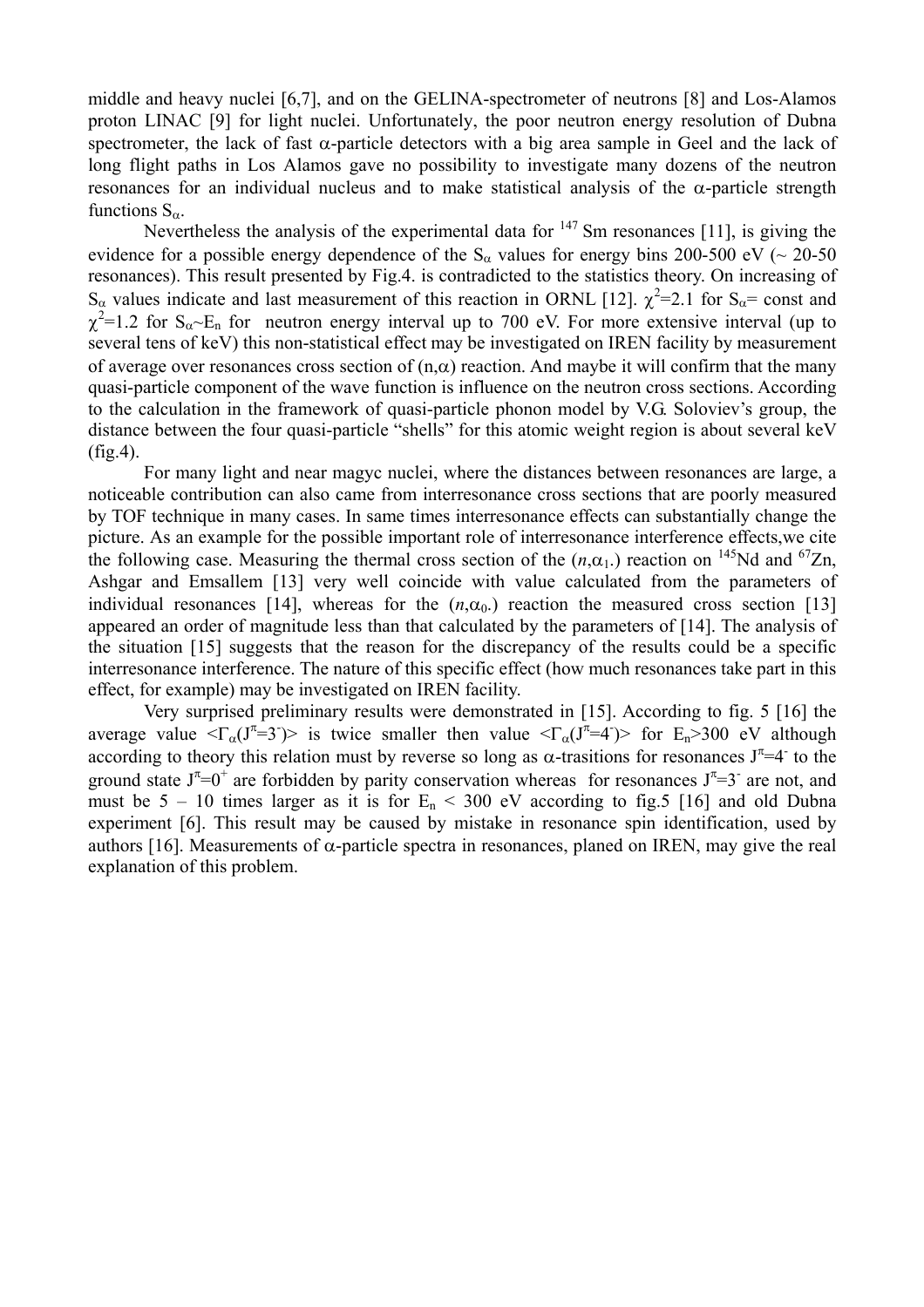middle and heavy nuclei [6,7], and on the GELINA-spectrometer of neutrons [8] and Los-Alamos proton LINAC [9] for light nuclei. Unfortunately, the poor neutron energy resolution of Dubna spectrometer, the lack of fast α-particle detectors with a big area sample in Geel and the lack of long flight paths in Los Alamos gave no possibility to investigate many dozens of the neutron resonances for an individual nucleus and to make statistical analysis of the α-particle strength functions $S_\alpha$.

Nevertheless the analysis of the experimental data for $^{147}$ Sm resonances [11], is giving the evidence for a possible energy dependence of the $S_\alpha$ values for energy bins 200-500 eV (~ 20-50 resonances). This result presented by Fig.4. is contradicted to the statistics theory. On increasing of $S_\alpha$ values indicate and last measurement of this reaction in ORNL [12]. $\chi^2$=2.1 for $S_\alpha$= const and $\chi^2$=1.2 for $S_\alpha$~$E_n$ for neutron energy interval up to 700 eV. For more extensive interval (up to several tens of keV) this non-statistical effect may be investigated on IREN facility by measurement of average over resonances cross section of (n,α) reaction. And maybe it will confirm that the many quasi-particle component of the wave function is influence on the neutron cross sections. According to the calculation in the framework of quasi-particle phonon model by V.G. Soloviev's group, the distance between the four quasi-particle "shells" for this atomic weight region is about several keV (fig.4).

For many light and near magyc nuclei, where the distances between resonances are large, a noticeable contribution can also came from interresonance cross sections that are poorly measured by TOF technique in many cases. In same times interresonance effects can substantially change the picture. As an example for the possible important role of interresonance interference effects,we cite the following case. Measuring the thermal cross section of the ($n$,$\alpha_1$.) reaction on $^{145}$Nd and $^{67}$Zn, Ashgar and Emsallem [13] very well coincide with value calculated from the parameters of individual resonances [14], whereas for the ($n$,$\alpha_0$.) reaction the measured cross section [13] appeared an order of magnitude less than that calculated by the parameters of [14]. The analysis of the situation [15] suggests that the reason for the discrepancy of the results could be a specific interresonance interference. The nature of this specific effect (how much resonances take part in this effect, for example) may be investigated on IREN facility.

Very surprised preliminary results were demonstrated in [15]. According to fig. 5 [16] the average value $<\Gamma_\alpha(J^\pi=3^-)>$ is twice smaller then value $<\Gamma_\alpha(J^\pi=4^-)>$ for $E_n$>300 eV although according to theory this relation must by reverse so long as α-trasitions for resonances $J^\pi=4^-$ to the ground state $J^\pi=0^+$ are forbidden by parity conservation whereas for resonances $J^\pi=3^-$ are not, and must be 5 – 10 times larger as it is for $E_n$ < 300 eV according to fig.5 [16] and old Dubna experiment [6]. This result may be caused by mistake in resonance spin identification, used by authors [16]. Measurements of α-particle spectra in resonances, planed on IREN, may give the real explanation of this problem.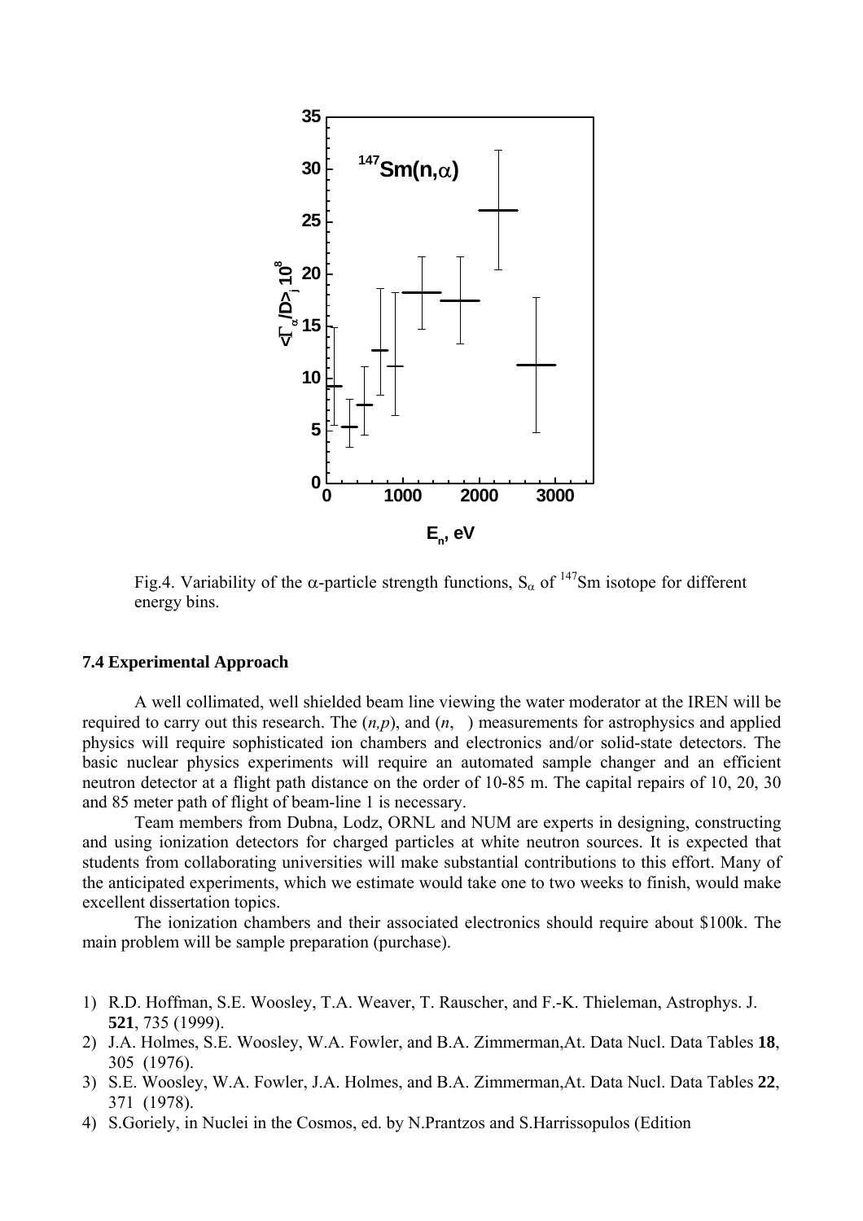Fig.4. Variability of the α-particle strength functions, $S_\alpha$ of $^{147}$Sm isotope for different energy bins.

### 7.4 Experimental Approach

A well collimated, well shielded beam line viewing the water moderator at the IREN will be required to carry out this research. The (*n,p*), and (*n*, ) measurements for astrophysics and applied physics will require sophisticated ion chambers and electronics and/or solid-state detectors. The basic nuclear physics experiments will require an automated sample changer and an efficient neutron detector at a flight path distance on the order of 10-85 m. The capital repairs of 10, 20, 30 and 85 meter path of flight of beam-line 1 is necessary.

Team members from Dubna, Lodz, ORNL and NUM are experts in designing, constructing and using ionization detectors for charged particles at white neutron sources. It is expected that students from collaborating universities will make substantial contributions to this effort. Many of the anticipated experiments, which we estimate would take one to two weeks to finish, would make excellent dissertation topics.

The ionization chambers and their associated electronics should require about \$100k. The main problem will be sample preparation (purchase).

1) R.D. Hoffman, S.E. Woosley, T.A. Weaver, T. Rauscher, and F.-K. Thieleman, Astrophys. J. **521**, 735 (1999).
2) J.A. Holmes, S.E. Woosley, W.A. Fowler, and B.A. Zimmerman,At. Data Nucl. Data Tables **18**, 305 (1976).
3) S.E. Woosley, W.A. Fowler, J.A. Holmes, and B.A. Zimmerman,At. Data Nucl. Data Tables **22**, 371 (1978).
4) S.Goriely, in Nuclei in the Cosmos, ed. by N.Prantzos and S.Harrissopulos (Edition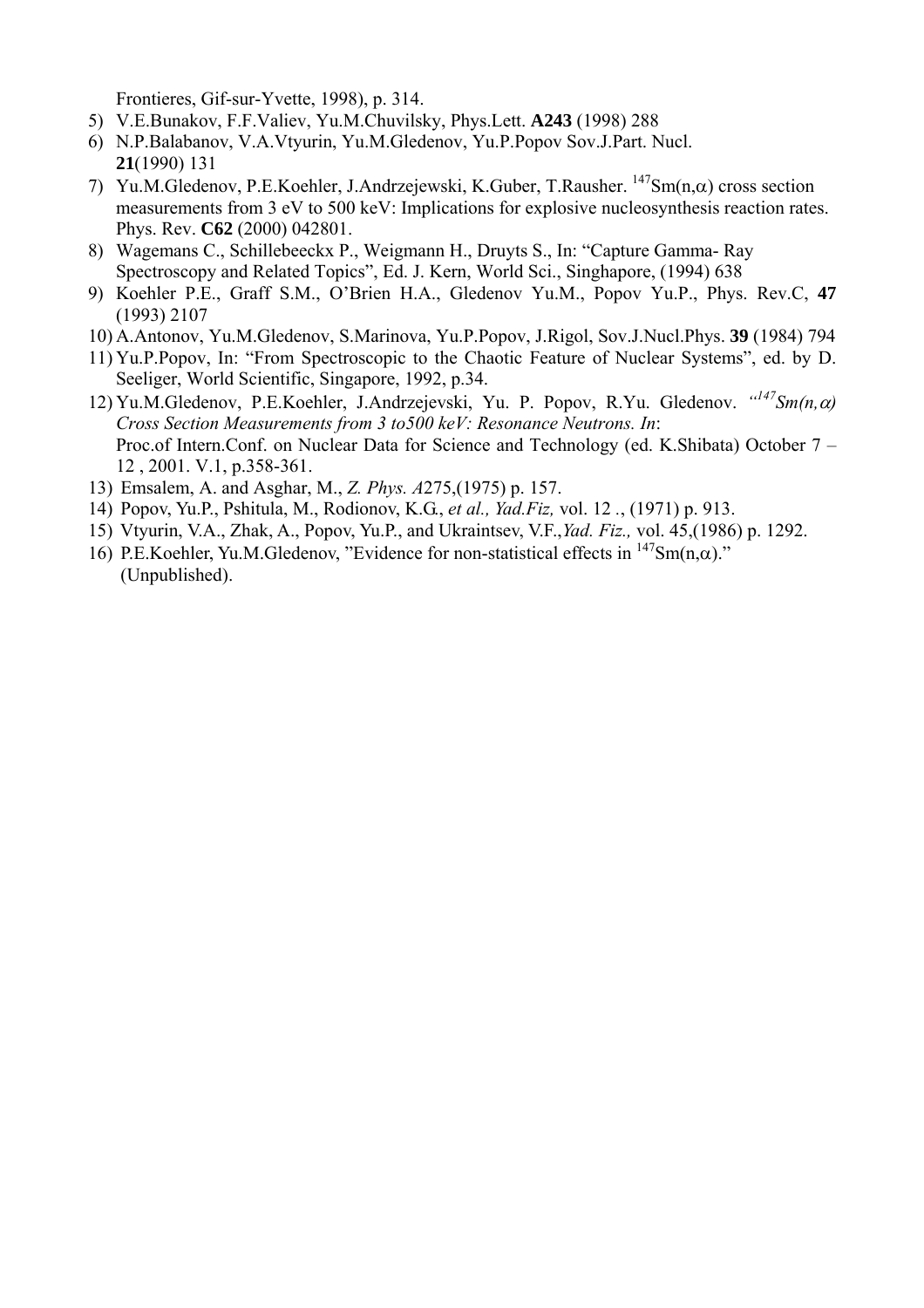Frontieres, Gif-sur-Yvette, 1998), p. 314.

5) V.E.Bunakov, F.F.Valiev, Yu.M.Chuvilsky, Phys.Lett. **A243** (1998) 288
6) N.P.Balabanov, V.A.Vtyurin, Yu.M.Gledenov, Yu.P.Popov Sov.J.Part. Nucl. **21**(1990) 131
7) Yu.M.Gledenov, P.E.Koehler, J.Andrzejewski, K.Guber, T.Rausher. $^{147}$Sm(n,$\alpha$) cross section measurements from 3 eV to 500 keV: Implications for explosive nucleosynthesis reaction rates. Phys. Rev. **C62** (2000) 042801.
8) Wagemans C., Schillebeeckx P., Weigmann H., Druyts S., In: "Capture Gamma- Ray Spectroscopy and Related Topics", Ed. J. Kern, World Sci., Singhapore, (1994) 638
9) Koehler P.E., Graff S.M., O'Brien H.A., Gledenov Yu.M., Popov Yu.P., Phys. Rev.C, **47** (1993) 2107
10) A.Antonov, Yu.M.Gledenov, S.Marinova, Yu.P.Popov, J.Rigol, Sov.J.Nucl.Phys. **39** (1984) 794
11) Yu.P.Popov, In: "From Spectroscopic to the Chaotic Feature of Nuclear Systems", ed. by D. Seeliger, World Scientific, Singapore, 1992, p.34.
12) Yu.M.Gledenov, P.E.Koehler, J.Andrzejevski, Yu. P. Popov, R.Yu. Gledenov. *"$^{147}$Sm(n,$\alpha$) Cross Section Measurements from 3 to500 keV: Resonance Neutrons. In*: Proc.of Intern.Conf. on Nuclear Data for Science and Technology (ed. K.Shibata) October 7 – 12 , 2001. V.1, p.358-361.
13) Emsalem, A. and Asghar, M., *Z. Phys. A*275,(1975) p. 157.
14) Popov, Yu.P., Pshitula, M., Rodionov, K.G., *et al., Yad.Fiz,* vol. 12 ., (1971) p. 913.
15) Vtyurin, V.A., Zhak, A., Popov, Yu.P., and Ukraintsev, V.F.,*Yad. Fiz.,* vol. 45,(1986) p. 1292.
16) P.E.Koehler, Yu.M.Gledenov, "Evidence for non-statistical effects in $^{147}$Sm(n,$\alpha$)." (Unpublished).